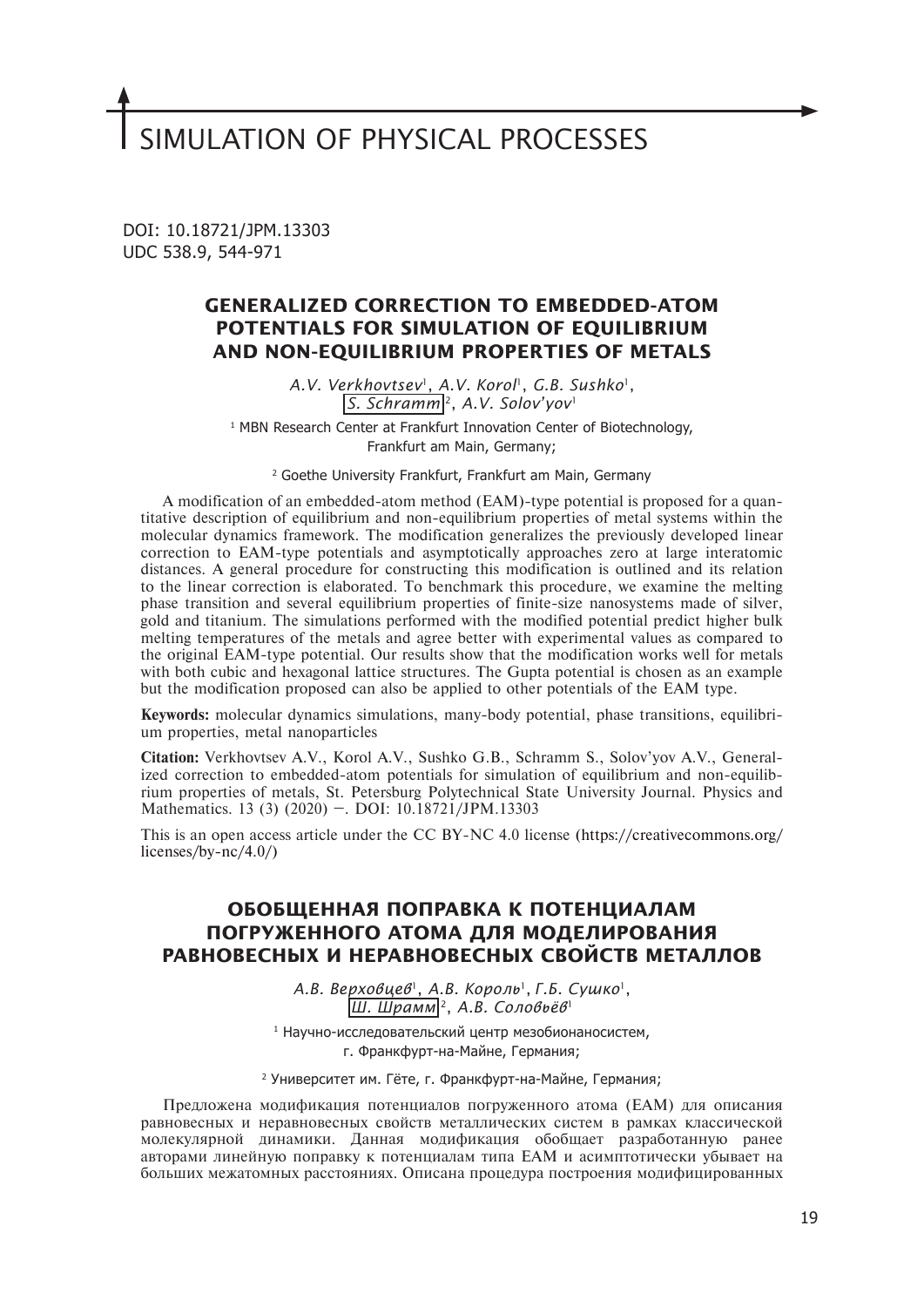# SIMULATION OF PHYSICAL PROCESSES

DOI: 10.18721/JPM.13303
UDC 538.9, 544-971

## GENERALIZED CORRECTION TO EMBEDDED-ATOM POTENTIALS FOR SIMULATION OF EQUILIBRIUM AND NON-EQUILIBRIUM PROPERTIES OF METALS

*A.V. Verkhovtsev*[1], *A.V. Korol*[1], *G.B. Sushko*[1], *S. Schramm*[2], *A.V. Solov'yov*[1]

[1] MBN Research Center at Frankfurt Innovation Center of Biotechnology, Frankfurt am Main, Germany;

[2] Goethe University Frankfurt, Frankfurt am Main, Germany

A modification of an embedded-atom method (EAM)-type potential is proposed for a quantitative description of equilibrium and non-equilibrium properties of metal systems within the molecular dynamics framework. The modification generalizes the previously developed linear correction to EAM-type potentials and asymptotically approaches zero at large interatomic distances. A general procedure for constructing this modification is outlined and its relation to the linear correction is elaborated. To benchmark this procedure, we examine the melting phase transition and several equilibrium properties of finite-size nanosystems made of silver, gold and titanium. The simulations performed with the modified potential predict higher bulk melting temperatures of the metals and agree better with experimental values as compared to the original EAM-type potential. Our results show that the modification works well for metals with both cubic and hexagonal lattice structures. The Gupta potential is chosen as an example but the modification proposed can also be applied to other potentials of the EAM type.

**Keywords:** molecular dynamics simulations, many-body potential, phase transitions, equilibrium properties, metal nanoparticles

**Citation:** Verkhovtsev A.V., Korol A.V., Sushko G.B., Schramm S., Solov'yov A.V., Generalized correction to embedded-atom potentials for simulation of equilibrium and non-equilibrium properties of metals, St. Petersburg Polytechnical State University Journal. Physics and Mathematics. 13 (3) (2020) –. DOI: 10.18721/JPM.13303

This is an open access article under the CC BY-NC 4.0 license (https://creativecommons.org/licenses/by-nc/4.0/)

## ОБОБЩЕННАЯ ПОПРАВКА К ПОТЕНЦИАЛАМ ПОГРУЖЕННОГО АТОМА ДЛЯ МОДЕЛИРОВАНИЯ РАВНОВЕСНЫХ И НЕРАВНОВЕСНЫХ СВОЙСТВ МЕТАЛЛОВ

*А.В. Верховцев*[1], *А.В. Король*[1], *Г.Б. Сушко*[1], *Ш. Шрамм*[2], *А.В. Соловьёв*[1]

[1] Научно-исследовательский центр мезобионаносистем, г. Франкфурт-на-Майне, Германия;

[2] Университет им. Гёте, г. Франкфурт-на-Майне, Германия;

Предложена модификация потенциалов погруженного атома (EAM) для описания равновесных и неравновесных свойств металлических систем в рамках классической молекулярной динамики. Данная модификация обобщает разработанную ранее авторами линейную поправку к потенциалам типа EAM и асимптотически убывает на больших межатомных расстояниях. Описана процедура построения модифицированных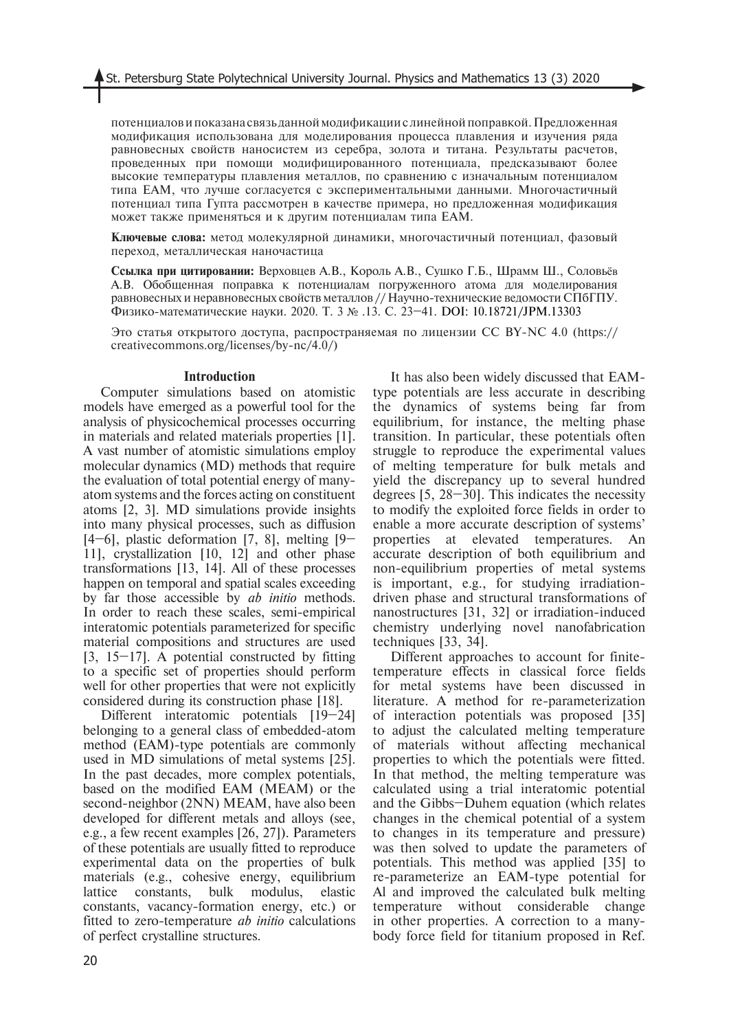потенциалов и показана связь данной модификации с линейной поправкой. Предложенная модификация использована для моделирования процесса плавления и изучения ряда равновесных свойств наносистем из серебра, золота и титана. Результаты расчетов, проведенных при помощи модифицированного потенциала, предсказывают более высокие температуры плавления металлов, по сравнению с изначальным потенциалом типа EAM, что лучше согласуется с экспериментальными данными. Многочастичный потенциал типа Гупта рассмотрен в качестве примера, но предложенная модификация может также применяться и к другим потенциалам типа EAM.

**Ключевые слова:** метод молекулярной динамики, многочастичный потенциал, фазовый переход, металлическая наночастица

**Ссылка при цитировании:** Верховцев А.В., Король А.В., Сушко Г.Б., Шрамм Ш., Соловьёв А.В. Обобщенная поправка к потенциалам погруженного атома для моделирования равновесных и неравновесных свойств металлов // Научно-технические ведомости СПбГПУ. Физико-математические науки. 2020. Т. 3 № .13. С. 23–41. DOI: 10.18721/JPM.13303

Это статья открытого доступа, распространяемая по лицензии CC BY-NC 4.0 (https://creativecommons.org/licenses/by-nc/4.0/)

## Introduction

Computer simulations based on atomistic models have emerged as a powerful tool for the analysis of physicochemical processes occurring in materials and related materials properties [1]. A vast number of atomistic simulations employ molecular dynamics (MD) methods that require the evaluation of total potential energy of many-atom systems and the forces acting on constituent atoms [2, 3]. MD simulations provide insights into many physical processes, such as diffusion [4–6], plastic deformation [7, 8], melting [9–11], crystallization [10, 12] and other phase transformations [13, 14]. All of these processes happen on temporal and spatial scales exceeding by far those accessible by *ab initio* methods. In order to reach these scales, semi-empirical interatomic potentials parameterized for specific material compositions and structures are used [3, 15–17]. A potential constructed by fitting to a specific set of properties should perform well for other properties that were not explicitly considered during its construction phase [18].

Different interatomic potentials [19–24] belonging to a general class of embedded-atom method (EAM)-type potentials are commonly used in MD simulations of metal systems [25]. In the past decades, more complex potentials, based on the modified EAM (MEAM) or the second-neighbor (2NN) MEAM, have also been developed for different metals and alloys (see, e.g., a few recent examples [26, 27]). Parameters of these potentials are usually fitted to reproduce experimental data on the properties of bulk materials (e.g., cohesive energy, equilibrium lattice constants, bulk modulus, elastic constants, vacancy-formation energy, etc.) or fitted to zero-temperature *ab initio* calculations of perfect crystalline structures.

It has also been widely discussed that EAM-type potentials are less accurate in describing the dynamics of systems being far from equilibrium, for instance, the melting phase transition. In particular, these potentials often struggle to reproduce the experimental values of melting temperature for bulk metals and yield the discrepancy up to several hundred degrees [5, 28–30]. This indicates the necessity to modify the exploited force fields in order to enable a more accurate description of systems' properties at elevated temperatures. An accurate description of both equilibrium and non-equilibrium properties of metal systems is important, e.g., for studying irradiation-driven phase and structural transformations of nanostructures [31, 32] or irradiation-induced chemistry underlying novel nanofabrication techniques [33, 34].

Different approaches to account for finite-temperature effects in classical force fields for metal systems have been discussed in literature. A method for re-parameterization of interaction potentials was proposed [35] to adjust the calculated melting temperature of materials without affecting mechanical properties to which the potentials were fitted. In that method, the melting temperature was calculated using a trial interatomic potential and the Gibbs–Duhem equation (which relates changes in the chemical potential of a system to changes in its temperature and pressure) was then solved to update the parameters of potentials. This method was applied [35] to re-parameterize an EAM-type potential for Al and improved the calculated bulk melting temperature without considerable change in other properties. A correction to a many-body force field for titanium proposed in Ref.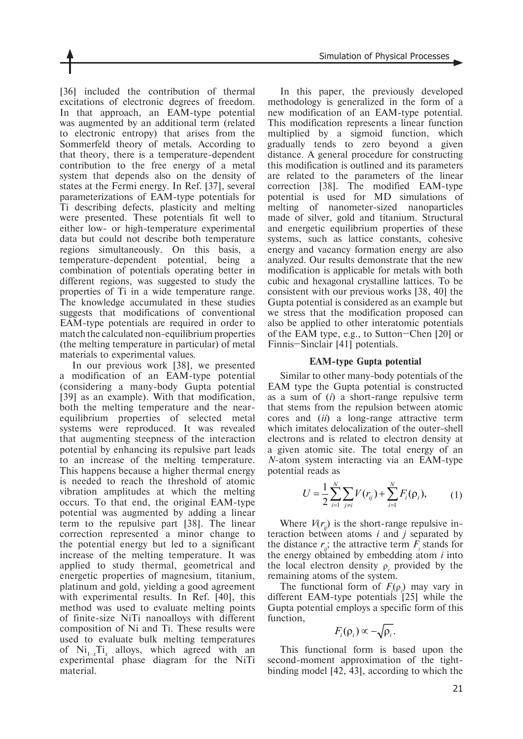[36] included the contribution of thermal excitations of electronic degrees of freedom. In that approach, an EAM-type potential was augmented by an additional term (related to electronic entropy) that arises from the Sommerfeld theory of metals. According to that theory, there is a temperature-dependent contribution to the free energy of a metal system that depends also on the density of states at the Fermi energy. In Ref. [37], several parameterizations of EAM-type potentials for Ti describing defects, plasticity and melting were presented. These potentials fit well to either low- or high-temperature experimental data but could not describe both temperature regions simultaneously. On this basis, a temperature-dependent potential, being a combination of potentials operating better in different regions, was suggested to study the properties of Ti in a wide temperature range. The knowledge accumulated in these studies suggests that modifications of conventional EAM-type potentials are required in order to match the calculated non-equilibrium properties (the melting temperature in particular) of metal materials to experimental values.

In our previous work [38], we presented a modification of an EAM-type potential (considering a many-body Gupta potential [39] as an example). With that modification, both the melting temperature and the near-equilibrium properties of selected metal systems were reproduced. It was revealed that augmenting steepness of the interaction potential by enhancing its repulsive part leads to an increase of the melting temperature. This happens because a higher thermal energy is needed to reach the threshold of atomic vibration amplitudes at which the melting occurs. To that end, the original EAM-type potential was augmented by adding a linear term to the repulsive part [38]. The linear correction represented a minor change to the potential energy but led to a significant increase of the melting temperature. It was applied to study thermal, geometrical and energetic properties of magnesium, titanium, platinum and gold, yielding a good agreement with experimental results. In Ref. [40], this method was used to evaluate melting points of finite-size NiTi nanoalloys with different composition of Ni and Ti. These results were used to evaluate bulk melting temperatures of $Ni_{1-x}Ti_x$ alloys, which agreed with an experimental phase diagram for the NiTi material.

In this paper, the previously developed methodology is generalized in the form of a new modification of an EAM-type potential. This modification represents a linear function multiplied by a sigmoid function, which gradually tends to zero beyond a given distance. A general procedure for constructing this modification is outlined and its parameters are related to the parameters of the linear correction [38]. The modified EAM-type potential is used for MD simulations of melting of nanometer-sized nanoparticles made of silver, gold and titanium. Structural and energetic equilibrium properties of these systems, such as lattice constants, cohesive energy and vacancy formation energy are also analyzed. Our results demonstrate that the new modification is applicable for metals with both cubic and hexagonal crystalline lattices. To be consistent with our previous works [38, 40] the Gupta potential is considered as an example but we stress that the modification proposed can also be applied to other interatomic potentials of the EAM type, e.g., to Sutton–Chen [20] or Finnis–Sinclair [41] potentials.

## EAM-type Gupta potential

Similar to other many-body potentials of the EAM type the Gupta potential is constructed as a sum of (*i*) a short-range repulsive term that stems from the repulsion between atomic cores and (*ii*) a long-range attractive term which imitates delocalization of the outer-shell electrons and is related to electron density at a given atomic site. The total energy of an $N$-atom system interacting via an EAM-type potential reads as

$$U = \frac{1}{2}\sum_{i=1}^{N}\sum_{j\neq i}^{N} V(r_{ij}) + \sum_{i=1}^{N} F_i(\rho_i), \qquad (1)$$

Where $V(r_{ij})$ is the short-range repulsive interaction between atoms $i$ and $j$ separated by the distance $r_{ij}$; the attractive term $F_i$ stands for the energy obtained by embedding atom $i$ into the local electron density $\rho_i$ provided by the remaining atoms of the system.

The functional form of $F_i(\rho_i)$ may vary in different EAM-type potentials [25] while the Gupta potential employs a specific form of this function,

$$F_i(\rho_i) \propto -\sqrt{\rho_i}.$$

This functional form is based upon the second-moment approximation of the tight-binding model [42, 43], according to which the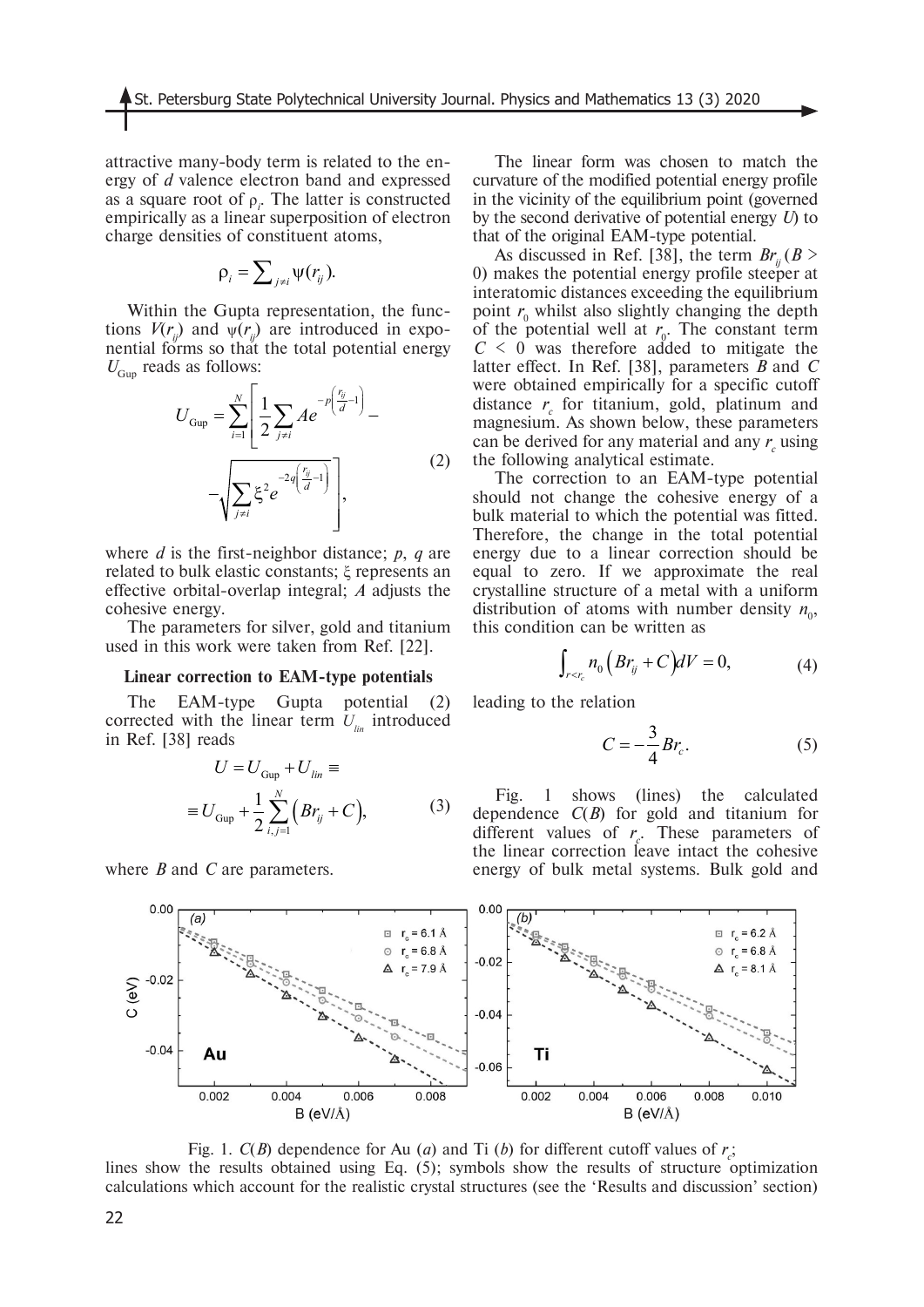attractive many-body term is related to the energy of $d$ valence electron band and expressed as a square root of $\rho_i$. The latter is constructed empirically as a linear superposition of electron charge densities of constituent atoms,

$$\rho_i = \sum_{j \neq i} \psi(r_{ij}).$$

Within the Gupta representation, the functions $V(r_{ij})$ and $\psi(r_{ij})$ are introduced in exponential forms so that the total potential energy $U_{\text{Gup}}$ reads as follows:

$$U_{\text{Gup}} = \sum_{i=1}^{N} \left[ \frac{1}{2} \sum_{j \neq i} A e^{-p\left(\frac{r_{ij}}{d}-1\right)} - \sqrt{\sum_{j \neq i} \xi^2 e^{-2q\left(\frac{r_{ij}}{d}-1\right)}} \right], \tag{2}$$

where $d$ is the first-neighbor distance; $p$, $q$ are related to bulk elastic constants; $\xi$ represents an effective orbital-overlap integral; $A$ adjusts the cohesive energy.

The parameters for silver, gold and titanium used in this work were taken from Ref. [22].

### Linear correction to EAM-type potentials

The EAM-type Gupta potential (2) corrected with the linear term $U_{lin}$ introduced in Ref. [38] reads

$$U = U_{\text{Gup}} + U_{lin} \equiv$$
$$\equiv U_{\text{Gup}} + \frac{1}{2} \sum_{i,j=1}^{N} \left( B r_{ij} + C \right), \tag{3}$$

where $B$ and $C$ are parameters.

The linear form was chosen to match the curvature of the modified potential energy profile in the vicinity of the equilibrium point (governed by the second derivative of potential energy $U$) to that of the original EAM-type potential.

As discussed in Ref. [38], the term $Br_{ij}$ ($B > 0$) makes the potential energy profile steeper at interatomic distances exceeding the equilibrium point $r_0$ whilst also slightly changing the depth of the potential well at $r_0$. The constant term $C < 0$ was therefore added to mitigate the latter effect. In Ref. [38], parameters $B$ and $C$ were obtained empirically for a specific cutoff distance $r_c$ for titanium, gold, platinum and magnesium. As shown below, these parameters can be derived for any material and any $r_c$ using the following analytical estimate.

The correction to an EAM-type potential should not change the cohesive energy of a bulk material to which the potential was fitted. Therefore, the change in the total potential energy due to a linear correction should be equal to zero. If we approximate the real crystalline structure of a metal with a uniform distribution of atoms with number density $n_0$, this condition can be written as

$$\int_{r<r_c} n_0 \left( B r_{ij} + C \right) dV = 0, \tag{4}$$

leading to the relation

$$C = -\frac{3}{4} B r_c. \tag{5}$$

Fig. 1 shows (lines) the calculated dependence $C(B)$ for gold and titanium for different values of $r_c$. These parameters of the linear correction leave intact the cohesive energy of bulk metal systems. Bulk gold and

Fig. 1. $C(B)$ dependence for Au (*a*) and Ti (*b*) for different cutoff values of $r_c$; lines show the results obtained using Eq. (5); symbols show the results of structure optimization calculations which account for the realistic crystal structures (see the 'Results and discussion' section)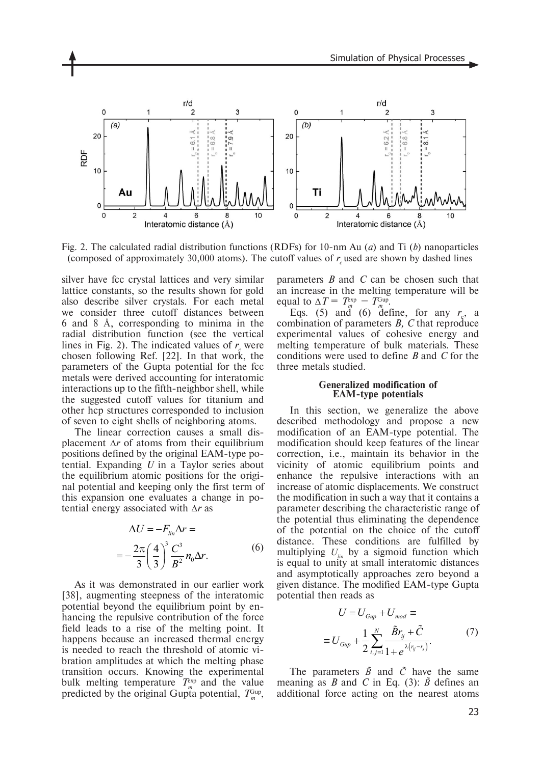Fig. 2. The calculated radial distribution functions (RDFs) for 10-nm Au (*a*) and Ti (*b*) nanoparticles (composed of approximately 30,000 atoms). The cutoff values of $r_c$ used are shown by dashed lines

silver have fcc crystal lattices and very similar lattice constants, so the results shown for gold also describe silver crystals. For each metal we consider three cutoff distances between 6 and 8 Å, corresponding to minima in the radial distribution function (see the vertical lines in Fig. 2). The indicated values of $r_c$ were chosen following Ref. [22]. In that work, the parameters of the Gupta potential for the fcc metals were derived accounting for interatomic interactions up to the fifth-neighbor shell, while the suggested cutoff values for titanium and other hcp structures corresponded to inclusion of seven to eight shells of neighboring atoms.

The linear correction causes a small displacement $\Delta r$ of atoms from their equilibrium positions defined by the original EAM-type potential. Expanding $U$ in a Taylor series about the equilibrium atomic positions for the original potential and keeping only the first term of this expansion one evaluates a change in potential energy associated with $\Delta r$ as

$$\Delta U = -F_{lin}\Delta r = -\frac{2\pi}{3}\left(\frac{4}{3}\right)^3 \frac{C^3}{B^2} n_0 \Delta r. \tag{6}$$

As it was demonstrated in our earlier work [38], augmenting steepness of the interatomic potential beyond the equilibrium point by enhancing the repulsive contribution of the force field leads to a rise of the melting point. It happens because an increased thermal energy is needed to reach the threshold of atomic vibration amplitudes at which the melting phase transition occurs. Knowing the experimental bulk melting temperature $T_m^{\exp}$ and the value predicted by the original Gupta potential, $T_m^{\mathrm{Gup}}$, parameters $B$ and $C$ can be chosen such that an increase in the melting temperature will be equal to $\Delta T = T_m^{\exp} - T_m^{\mathrm{Gup}}$.

Eqs. (5) and (6) define, for any $r_c$, a combination of parameters $B$, $C$ that reproduce experimental values of cohesive energy and melting temperature of bulk materials. These conditions were used to define $B$ and $C$ for the three metals studied.

## Generalized modification of EAM-type potentials

In this section, we generalize the above described methodology and propose a new modification of an EAM-type potential. The modification should keep features of the linear correction, i.e., maintain its behavior in the vicinity of atomic equilibrium points and enhance the repulsive interactions with an increase of atomic displacements. We construct the modification in such a way that it contains a parameter describing the characteristic range of the potential thus eliminating the dependence of the potential on the choice of the cutoff distance. These conditions are fulfilled by multiplying $U_{lin}$ by a sigmoid function which is equal to unity at small interatomic distances and asymptotically approaches zero beyond a given distance. The modified EAM-type Gupta potential then reads as

$$U = U_{Gup} + U_{mod} \equiv U_{Gup} + \frac{1}{2}\sum_{i,j=1}^{N} \frac{\tilde{B} r_{ij} + \tilde{C}}{1 + e^{\lambda\left(r_{ij} - r_s\right)}}. \tag{7}$$

The parameters $\tilde{B}$ and $\tilde{C}$ have the same meaning as $B$ and $C$ in Eq. (3): $\tilde{B}$ defines an additional force acting on the nearest atoms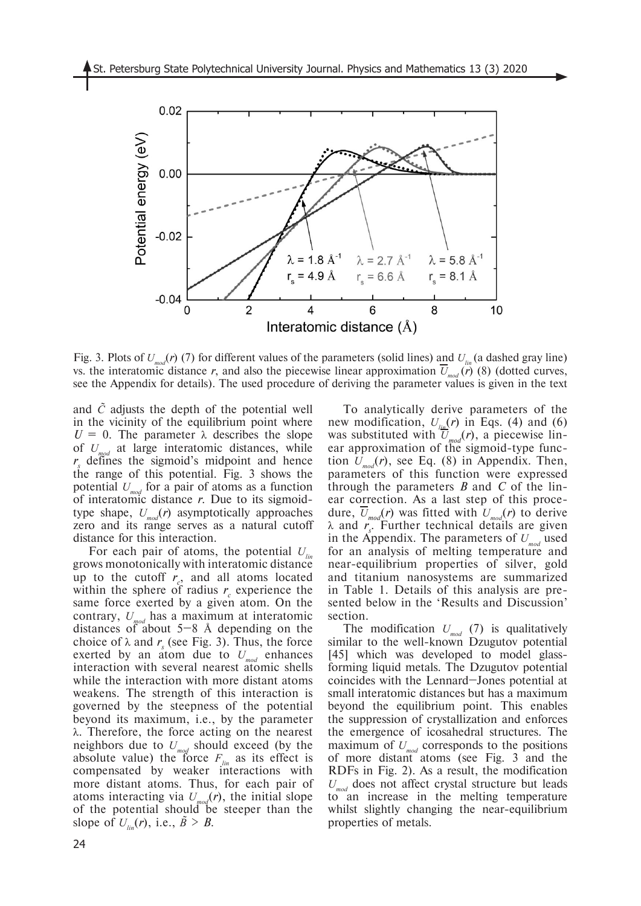Fig. 3. Plots of $U_{mod}(r)$ (7) for different values of the parameters (solid lines) and $U_{lin}$ (a dashed gray line) vs. the interatomic distance $r$, and also the piecewise linear approximation $\overline{U}_{mod}(r)$ (8) (dotted curves, see the Appendix for details). The used procedure of deriving the parameter values is given in the text

and $\tilde{C}$ adjusts the depth of the potential well in the vicinity of the equilibrium point where $U = 0$. The parameter $\lambda$ describes the slope of $U_{mod}$ at large interatomic distances, while $r_s$ defines the sigmoid's midpoint and hence the range of this potential. Fig. 3 shows the potential $U_{mod}$ for a pair of atoms as a function of interatomic distance $r$. Due to its sigmoid-type shape, $U_{mod}(r)$ asymptotically approaches zero and its range serves as a natural cutoff distance for this interaction.

For each pair of atoms, the potential $U_{lin}$ grows monotonically with interatomic distance up to the cutoff $r_c$, and all atoms located within the sphere of radius $r_c$ experience the same force exerted by a given atom. On the contrary, $U_{mod}$ has a maximum at interatomic distances of about 5–8 Å depending on the choice of $\lambda$ and $r_s$ (see Fig. 3). Thus, the force exerted by an atom due to $U_{mod}$ enhances interaction with several nearest atomic shells while the interaction with more distant atoms weakens. The strength of this interaction is governed by the steepness of the potential beyond its maximum, i.e., by the parameter $\lambda$. Therefore, the force acting on the nearest neighbors due to $U_{mod}$ should exceed (by the absolute value) the force $F_{lin}$ as its effect is compensated by weaker interactions with more distant atoms. Thus, for each pair of atoms interacting via $U_{mod}(r)$, the initial slope of the potential should be steeper than the slope of $U_{lin}(r)$, i.e., $\tilde{B} > B$.

To analytically derive parameters of the new modification, $U_{lin}(r)$ in Eqs. (4) and (6) was substituted with $\overline{U}_{mod}(r)$, a piecewise linear approximation of the sigmoid-type function $U_{mod}(r)$, see Eq. (8) in Appendix. Then, parameters of this function were expressed through the parameters $B$ and $C$ of the linear correction. As a last step of this procedure, $\overline{U}_{mod}(r)$ was fitted with $U_{mod}(r)$ to derive $\lambda$ and $r_s$. Further technical details are given in the Appendix. The parameters of $U_{mod}$ used for an analysis of melting temperature and near-equilibrium properties of silver, gold and titanium nanosystems are summarized in Table 1. Details of this analysis are presented below in the 'Results and Discussion' section.

The modification $U_{mod}$ (7) is qualitatively similar to the well-known Dzugutov potential [45] which was developed to model glass-forming liquid metals. The Dzugutov potential coincides with the Lennard–Jones potential at small interatomic distances but has a maximum beyond the equilibrium point. This enables the suppression of crystallization and enforces the emergence of icosahedral structures. The maximum of $U_{mod}$ corresponds to the positions of more distant atoms (see Fig. 3 and the RDFs in Fig. 2). As a result, the modification $U_{mod}$ does not affect crystal structure but leads to an increase in the melting temperature whilst slightly changing the near-equilibrium properties of metals.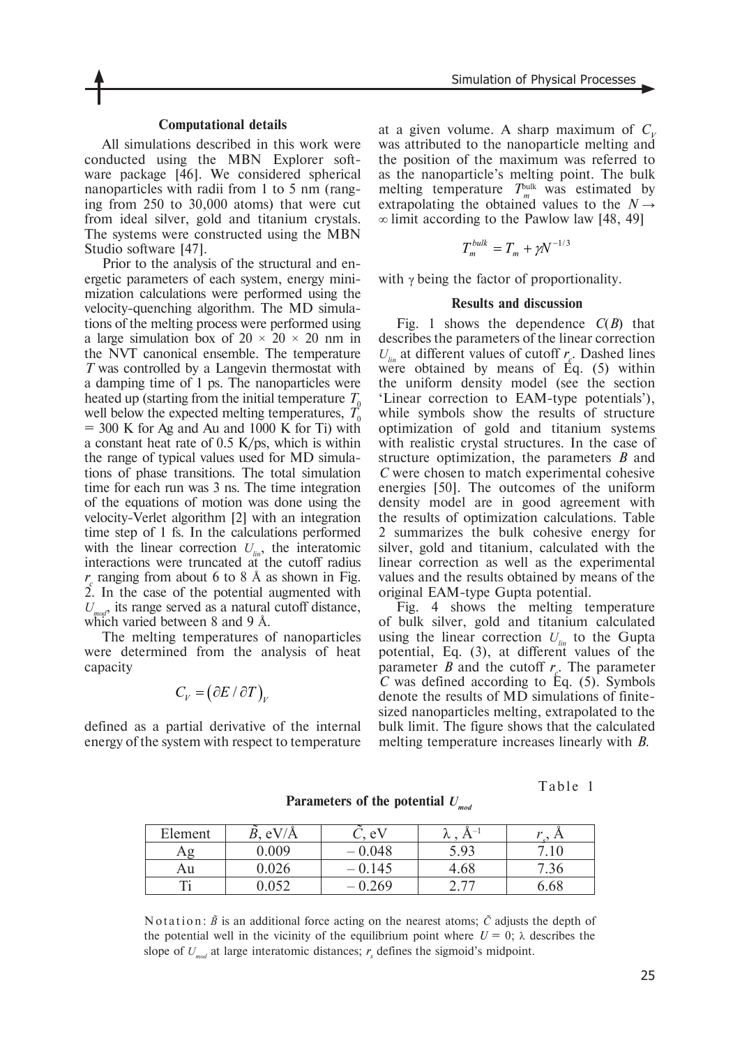### Computational details

All simulations described in this work were conducted using the MBN Explorer software package [46]. We considered spherical nanoparticles with radii from 1 to 5 nm (ranging from 250 to 30,000 atoms) that were cut from ideal silver, gold and titanium crystals. The systems were constructed using the MBN Studio software [47].

Prior to the analysis of the structural and energetic parameters of each system, energy minimization calculations were performed using the velocity-quenching algorithm. The MD simulations of the melting process were performed using a large simulation box of 20 × 20 × 20 nm in the NVT canonical ensemble. The temperature $T$ was controlled by a Langevin thermostat with a damping time of 1 ps. The nanoparticles were heated up (starting from the initial temperature $T_0$ well below the expected melting temperatures, $T_0$ = 300 K for Ag and Au and 1000 K for Ti) with a constant heat rate of 0.5 K/ps, which is within the range of typical values used for MD simulations of phase transitions. The total simulation time for each run was 3 ns. The time integration of the equations of motion was done using the velocity-Verlet algorithm [2] with an integration time step of 1 fs. In the calculations performed with the linear correction $U_{lin}$, the interatomic interactions were truncated at the cutoff radius $r_c$ ranging from about 6 to 8 Å as shown in Fig. 2. In the case of the potential augmented with $U_{mod}$, its range served as a natural cutoff distance, which varied between 8 and 9 Å.

The melting temperatures of nanoparticles were determined from the analysis of heat capacity

$$C_V = \left(\partial E / \partial T\right)_V$$

defined as a partial derivative of the internal energy of the system with respect to temperature at a given volume. A sharp maximum of $C_V$ was attributed to the nanoparticle melting and the position of the maximum was referred to as the nanoparticle's melting point. The bulk melting temperature $T_m^{\text{bulk}}$ was estimated by extrapolating the obtained values to the $N \to \infty$ limit according to the Pawlow law [48, 49]

$$T_m^{bulk} = T_m + \gamma N^{-1/3}$$

with $\gamma$ being the factor of proportionality.

### Results and discussion

Fig. 1 shows the dependence $C(B)$ that describes the parameters of the linear correction $U_{lin}$ at different values of cutoff $r_c$. Dashed lines were obtained by means of Eq. (5) within the uniform density model (see the section 'Linear correction to EAM-type potentials'), while symbols show the results of structure optimization of gold and titanium systems with realistic crystal structures. In the case of structure optimization, the parameters $B$ and $C$ were chosen to match experimental cohesive energies [50]. The outcomes of the uniform density model are in good agreement with the results of optimization calculations. Table 2 summarizes the bulk cohesive energy for silver, gold and titanium, calculated with the linear correction as well as the experimental values and the results obtained by means of the original EAM-type Gupta potential.

Fig. 4 shows the melting temperature of bulk silver, gold and titanium calculated using the linear correction $U_{lin}$ to the Gupta potential, Eq. (3), at different values of the parameter $B$ and the cutoff $r_c$. The parameter $C$ was defined according to Eq. (5). Symbols denote the results of MD simulations of finite-sized nanoparticles melting, extrapolated to the bulk limit. The figure shows that the calculated melting temperature increases linearly with $B$.

Table 1

**Parameters of the potential $U_{mod}$**

| Element | $\tilde{B}$, eV/Å | $\tilde{C}$, eV | $\lambda$, Å$^{-1}$ | $r_s$, Å |
|---|---|---|---|---|
| Ag | 0.009 | – 0.048 | 5.93 | 7.10 |
| Au | 0.026 | – 0.145 | 4.68 | 7.36 |
| Ti | 0.052 | – 0.269 | 2.77 | 6.68 |

Notation: $\tilde{B}$ is an additional force acting on the nearest atoms; $\tilde{C}$ adjusts the depth of the potential well in the vicinity of the equilibrium point where $U = 0$; $\lambda$ describes the slope of $U_{mod}$ at large interatomic distances; $r_s$ defines the sigmoid's midpoint.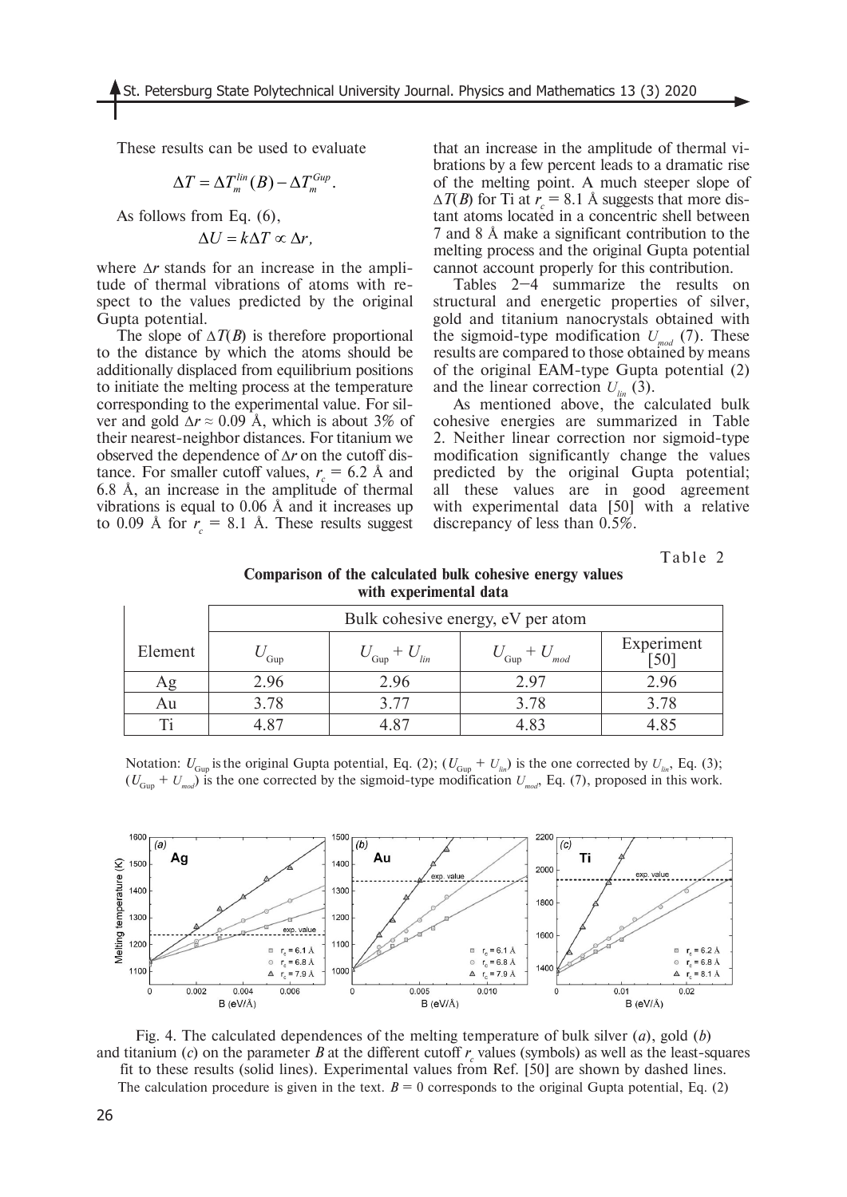These results can be used to evaluate

$$\Delta T = \Delta T_m^{lin}(B) - \Delta T_m^{Gup}.$$

As follows from Eq. (6),

$$\Delta U = k\Delta T \propto \Delta r,$$

where $\Delta r$ stands for an increase in the amplitude of thermal vibrations of atoms with respect to the values predicted by the original Gupta potential.

The slope of $\Delta T(B)$ is therefore proportional to the distance by which the atoms should be additionally displaced from equilibrium positions to initiate the melting process at the temperature corresponding to the experimental value. For silver and gold $\Delta r \approx 0.09$ Å, which is about 3% of their nearest-neighbor distances. For titanium we observed the dependence of $\Delta r$ on the cutoff distance. For smaller cutoff values, $r_c = 6.2$ Å and 6.8 Å, an increase in the amplitude of thermal vibrations is equal to 0.06 Å and it increases up to 0.09 Å for $r_c = 8.1$ Å. These results suggest that an increase in the amplitude of thermal vibrations by a few percent leads to a dramatic rise of the melting point. A much steeper slope of $\Delta T(B)$ for Ti at $r_c = 8.1$ Å suggests that more distant atoms located in a concentric shell between 7 and 8 Å make a significant contribution to the melting process and the original Gupta potential cannot account properly for this contribution.

Tables 2–4 summarize the results on structural and energetic properties of silver, gold and titanium nanocrystals obtained with the sigmoid-type modification $U_{mod}$ (7). These results are compared to those obtained by means of the original EAM-type Gupta potential (2) and the linear correction $U_{lin}$ (3).

As mentioned above, the calculated bulk cohesive energies are summarized in Table 2. Neither linear correction nor sigmoid-type modification significantly change the values predicted by the original Gupta potential; all these values are in good agreement with experimental data [50] with a relative discrepancy of less than 0.5%.

Table 2

**Comparison of the calculated bulk cohesive energy values with experimental data**

| Element | Bulk cohesive energy, eV per atom | | | |
|---|---|---|---|---|
| | $U_{Gup}$ | $U_{Gup} + U_{lin}$ | $U_{Gup} + U_{mod}$ | Experiment [50] |
| Ag | 2.96 | 2.96 | 2.97 | 2.96 |
| Au | 3.78 | 3.77 | 3.78 | 3.78 |
| Ti | 4.87 | 4.87 | 4.83 | 4.85 |

Notation: $U_{Gup}$ is the original Gupta potential, Eq. (2); ($U_{Gup} + U_{lin}$) is the one corrected by $U_{lin}$, Eq. (3); ($U_{Gup} + U_{mod}$) is the one corrected by the sigmoid-type modification $U_{mod}$, Eq. (7), proposed in this work.

Fig. 4. The calculated dependences of the melting temperature of bulk silver (*a*), gold (*b*) and titanium (*c*) on the parameter *B* at the different cutoff $r_c$ values (symbols) as well as the least-squares fit to these results (solid lines). Experimental values from Ref. [50] are shown by dashed lines. The calculation procedure is given in the text. $B = 0$ corresponds to the original Gupta potential, Eq. (2)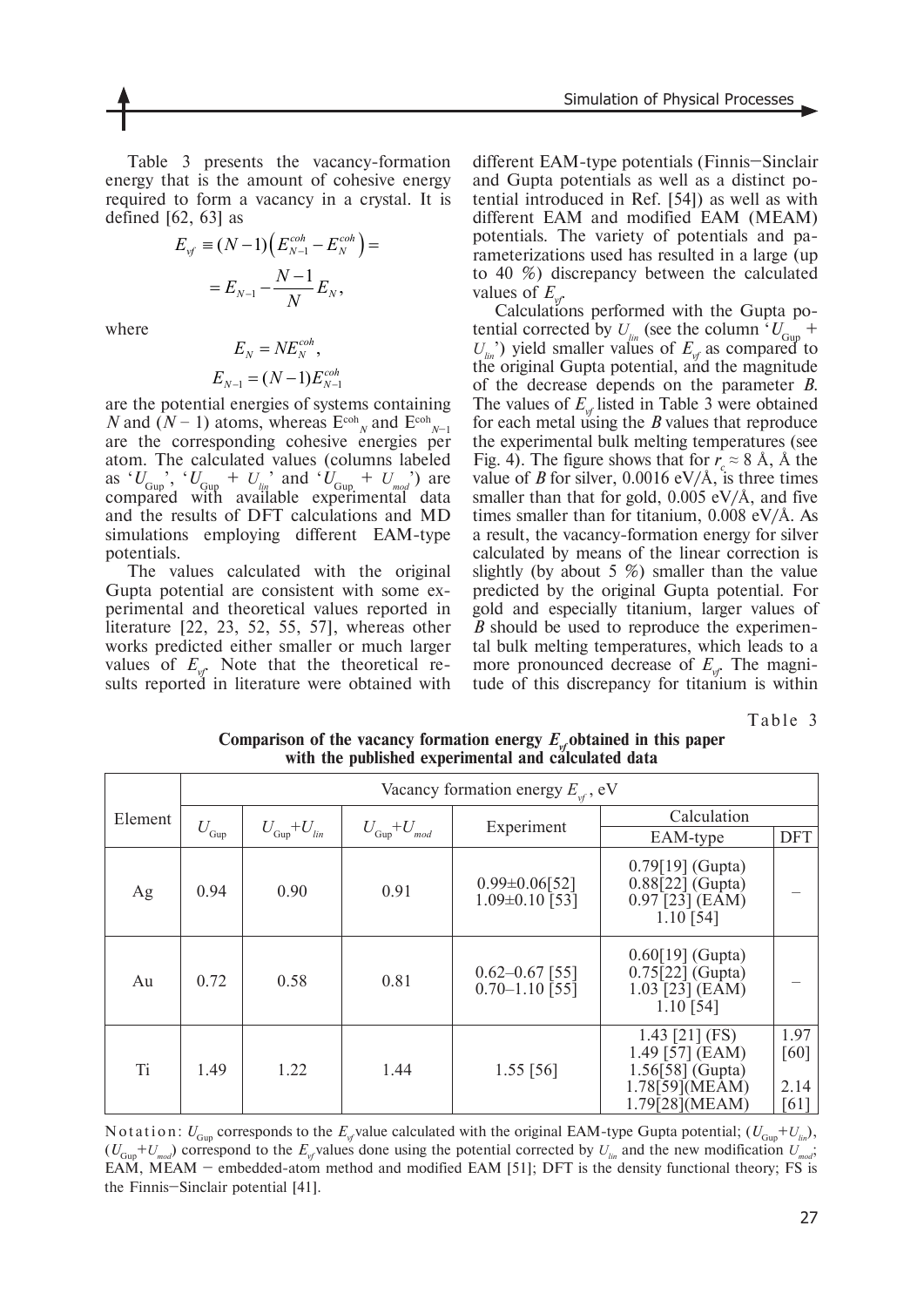Table 3 presents the vacancy-formation energy that is the amount of cohesive energy required to form a vacancy in a crystal. It is defined [62, 63] as

$$E_{vf} \equiv (N-1)\left(E_{N-1}^{coh} - E_{N}^{coh}\right) = E_{N-1} - \frac{N-1}{N}E_{N},$$

where

$$E_N = NE_N^{coh},$$
$$E_{N-1} = (N-1)E_{N-1}^{coh}$$

are the potential energies of systems containing $N$ and $(N-1)$ atoms, whereas $E^{coh}_{N}$ and $E^{coh}_{N-1}$ are the corresponding cohesive energies per atom. The calculated values (columns labeled as '$U_{Gup}$', '$U_{Gup} + U_{lin}$' and '$U_{Gup} + U_{mod}$') are compared with available experimental data and the results of DFT calculations and MD simulations employing different EAM-type potentials.

The values calculated with the original Gupta potential are consistent with some experimental and theoretical values reported in literature [22, 23, 52, 55, 57], whereas other works predicted either smaller or much larger values of $E_{vf}$. Note that the theoretical results reported in literature were obtained with different EAM-type potentials (Finnis–Sinclair and Gupta potentials as well as a distinct potential introduced in Ref. [54]) as well as with different EAM and modified EAM (MEAM) potentials. The variety of potentials and parameterizations used has resulted in a large (up to 40 %) discrepancy between the calculated values of $E_{vf}$.

Calculations performed with the Gupta potential corrected by $U_{lin}$ (see the column '$U_{Gup} + U_{lin}$') yield smaller values of $E_{vf}$ as compared to the original Gupta potential, and the magnitude of the decrease depends on the parameter $B$. The values of $E_{vf}$ listed in Table 3 were obtained for each metal using the $B$ values that reproduce the experimental bulk melting temperatures (see Fig. 4). The figure shows that for $r_c \approx 8$ Å, Å the value of $B$ for silver, 0.0016 eV/Å, is three times smaller than that for gold, 0.005 eV/Å, and five times smaller than for titanium, 0.008 eV/Å. As a result, the vacancy-formation energy for silver calculated by means of the linear correction is slightly (by about 5 %) smaller than the value predicted by the original Gupta potential. For gold and especially titanium, larger values of $B$ should be used to reproduce the experimental bulk melting temperatures, which leads to a more pronounced decrease of $E_{vf}$. The magnitude of this discrepancy for titanium is within

Table 3

**Comparison of the vacancy formation energy $E_{vf}$ obtained in this paper with the published experimental and calculated data**

| Element | Vacancy formation energy $E_{vf}$, eV | | | | | |
|---|---|---|---|---|---|---|
| | $U_{Gup}$ | $U_{Gup}+U_{lin}$ | $U_{Gup}+U_{mod}$ | Experiment | Calculation: EAM-type | Calculation: DFT |
| Ag | 0.94 | 0.90 | 0.91 | 0.99±0.06[52]<br>1.09±0.10 [53] | 0.79[19] (Gupta)<br>0.88[22] (Gupta)<br>0.97 [23] (EAM)<br>1.10 [54] | – |
| Au | 0.72 | 0.58 | 0.81 | 0.62–0.67 [55]<br>0.70–1.10 [55] | 0.60[19] (Gupta)<br>0.75[22] (Gupta)<br>1.03 [23] (EAM)<br>1.10 [54] | – |
| Ti | 1.49 | 1.22 | 1.44 | 1.55 [56] | 1.43 [21] (FS)<br>1.49 [57] (EAM)<br>1.56[58] (Gupta)<br>1.78[59](MEAM)<br>1.79[28](MEAM) | 1.97 [60]<br>2.14 [61] |

Notation: $U_{Gup}$ corresponds to the $E_{vf}$ value calculated with the original EAM-type Gupta potential; ($U_{Gup}+U_{lin}$), ($U_{Gup}+U_{mod}$) correspond to the $E_{vf}$ values done using the potential corrected by $U_{lin}$ and the new modification $U_{mod}$; EAM, MEAM – embedded-atom method and modified EAM [51]; DFT is the density functional theory; FS is the Finnis–Sinclair potential [41].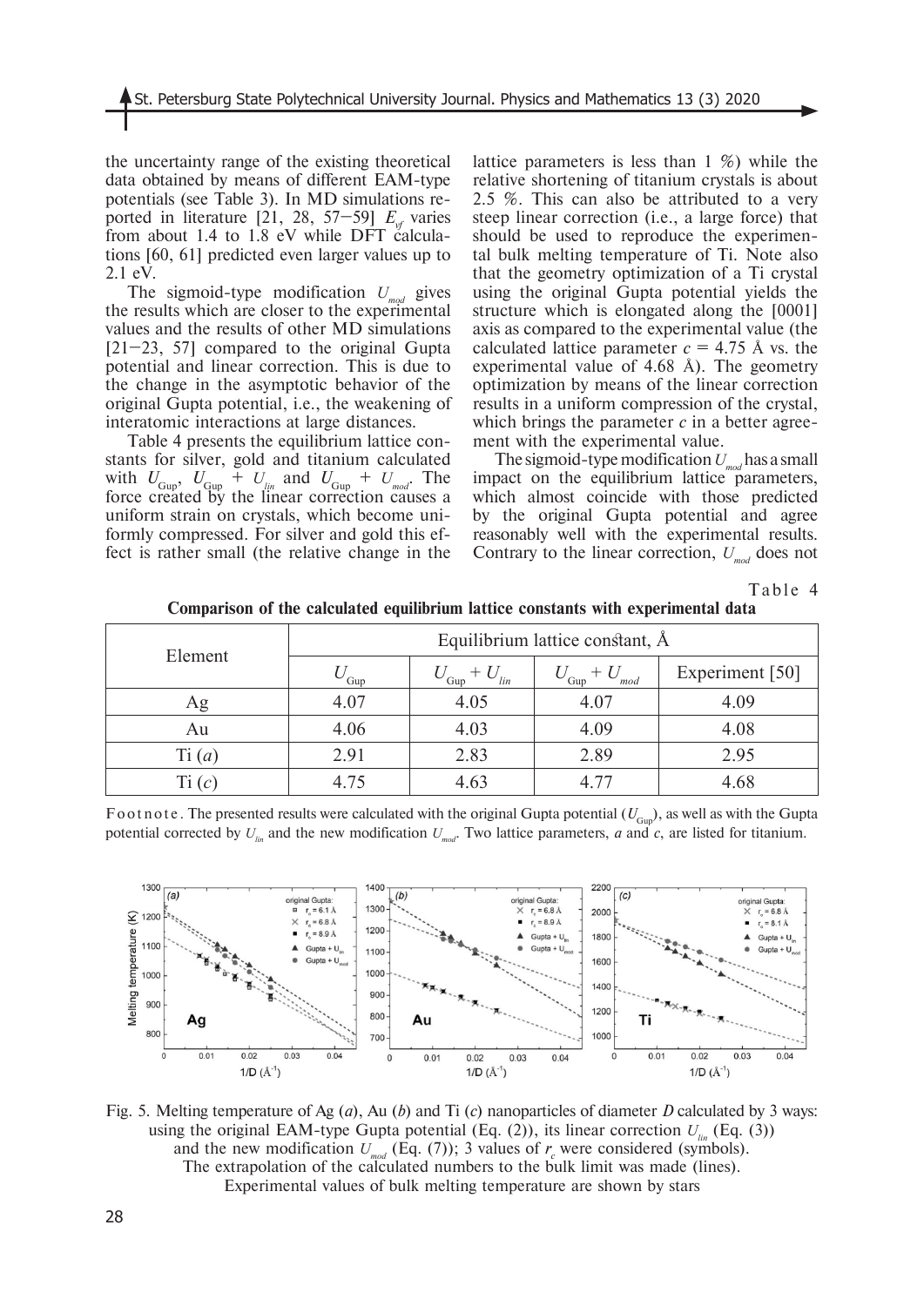the uncertainty range of the existing theoretical data obtained by means of different EAM-type potentials (see Table 3). In MD simulations reported in literature [21, 28, 57–59] $E_{vf}$ varies from about 1.4 to 1.8 eV while DFT calculations [60, 61] predicted even larger values up to 2.1 eV.

The sigmoid-type modification $U_{mod}$ gives the results which are closer to the experimental values and the results of other MD simulations [21–23, 57] compared to the original Gupta potential and linear correction. This is due to the change in the asymptotic behavior of the original Gupta potential, i.e., the weakening of interatomic interactions at large distances.

Table 4 presents the equilibrium lattice constants for silver, gold and titanium calculated with $U_{\text{Gup}}$, $U_{\text{Gup}} + U_{lin}$ and $U_{\text{Gup}} + U_{mod}$. The force created by the linear correction causes a uniform strain on crystals, which become uniformly compressed. For silver and gold this effect is rather small (the relative change in the lattice parameters is less than 1 %) while the relative shortening of titanium crystals is about 2.5 %. This can also be attributed to a very steep linear correction (i.e., a large force) that should be used to reproduce the experimental bulk melting temperature of Ti. Note also that the geometry optimization of a Ti crystal using the original Gupta potential yields the structure which is elongated along the [0001] axis as compared to the experimental value (the calculated lattice parameter $c$ = 4.75 Å vs. the experimental value of 4.68 Å). The geometry optimization by means of the linear correction results in a uniform compression of the crystal, which brings the parameter $c$ in a better agreement with the experimental value.

The sigmoid-type modification $U_{mod}$ has a small impact on the equilibrium lattice parameters, which almost coincide with those predicted by the original Gupta potential and agree reasonably well with the experimental results. Contrary to the linear correction, $U_{mod}$ does not

Table 4

**Comparison of the calculated equilibrium lattice constants with experimental data**

| Element | Equilibrium lattice constant, Å | | | |
|---|---|---|---|---|
| | $U_{\text{Gup}}$ | $U_{\text{Gup}} + U_{lin}$ | $U_{\text{Gup}} + U_{mod}$ | Experiment [50] |
| Ag | 4.07 | 4.05 | 4.07 | 4.09 |
| Au | 4.06 | 4.03 | 4.09 | 4.08 |
| Ti (*a*) | 2.91 | 2.83 | 2.89 | 2.95 |
| Ti (*c*) | 4.75 | 4.63 | 4.77 | 4.68 |

Footnote. The presented results were calculated with the original Gupta potential ($U_{\text{Gup}}$), as well as with the Gupta potential corrected by $U_{lin}$ and the new modification $U_{mod}$. Two lattice parameters, *a* and *c*, are listed for titanium.

Fig. 5. Melting temperature of Ag (*a*), Au (*b*) and Ti (*c*) nanoparticles of diameter $D$ calculated by 3 ways: using the original EAM-type Gupta potential (Eq. (2)), its linear correction $U_{lin}$ (Eq. (3)) and the new modification $U_{mod}$ (Eq. (7)); 3 values of $r_c$ were considered (symbols). The extrapolation of the calculated numbers to the bulk limit was made (lines). Experimental values of bulk melting temperature are shown by stars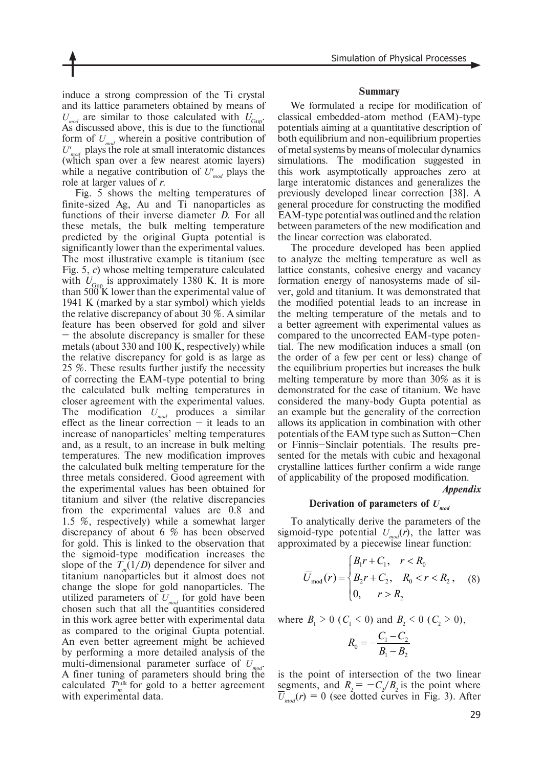induce a strong compression of the Ti crystal and its lattice parameters obtained by means of $U_{mod}$ are similar to those calculated with $U_{\rm Gup}$. As discussed above, this is due to the functional form of $U_{mod}$ wherein a positive contribution of $U'_{mod}$ plays the role at small interatomic distances (which span over a few nearest atomic layers) while a negative contribution of $U'_{mod}$ plays the role at larger values of $r$.

Fig. 5 shows the melting temperatures of finite-sized Ag, Au and Ti nanoparticles as functions of their inverse diameter $D$. For all these metals, the bulk melting temperature predicted by the original Gupta potential is significantly lower than the experimental values. The most illustrative example is titanium (see Fig. 5, *c*) whose melting temperature calculated with $U_{\rm Gup}$ is approximately 1380 K. It is more than 500 K lower than the experimental value of 1941 K (marked by a star symbol) which yields the relative discrepancy of about 30 %. A similar feature has been observed for gold and silver — the absolute discrepancy is smaller for these metals (about 330 and 100 K, respectively) while the relative discrepancy for gold is as large as 25 %. These results further justify the necessity of correcting the EAM-type potential to bring the calculated bulk melting temperatures in closer agreement with the experimental values. The modification $U_{mod}$ produces a similar effect as the linear correction — it leads to an increase of nanoparticles' melting temperatures and, as a result, to an increase in bulk melting temperatures. The new modification improves the calculated bulk melting temperature for the three metals considered. Good agreement with the experimental values has been obtained for titanium and silver (the relative discrepancies from the experimental values are 0.8 and 1.5 %, respectively) while a somewhat larger discrepancy of about 6 % has been observed for gold. This is linked to the observation that the sigmoid-type modification increases the slope of the $T_m(1/D)$ dependence for silver and titanium nanoparticles but it almost does not change the slope for gold nanoparticles. The utilized parameters of $U_{mod}$ for gold have been chosen such that all the quantities considered in this work agree better with experimental data as compared to the original Gupta potential. An even better agreement might be achieved by performing a more detailed analysis of the multi-dimensional parameter surface of $U_{mod}$. A finer tuning of parameters should bring the calculated $T_m^{\rm bulk}$ for gold to a better agreement with experimental data.

## Summary

We formulated a recipe for modification of classical embedded-atom method (EAM)-type potentials aiming at a quantitative description of both equilibrium and non-equilibrium properties of metal systems by means of molecular dynamics simulations. The modification suggested in this work asymptotically approaches zero at large interatomic distances and generalizes the previously developed linear correction [38]. A general procedure for constructing the modified EAM-type potential was outlined and the relation between parameters of the new modification and the linear correction was elaborated.

The procedure developed has been applied to analyze the melting temperature as well as lattice constants, cohesive energy and vacancy formation energy of nanosystems made of silver, gold and titanium. It was demonstrated that the modified potential leads to an increase in the melting temperature of the metals and to a better agreement with experimental values as compared to the uncorrected EAM-type potential. The new modification induces a small (on the order of a few per cent or less) change of the equilibrium properties but increases the bulk melting temperature by more than 30% as it is demonstrated for the case of titanium. We have considered the many-body Gupta potential as an example but the generality of the correction allows its application in combination with other potentials of the EAM type such as Sutton—Chen or Finnis—Sinclair potentials. The results presented for the metals with cubic and hexagonal crystalline lattices further confirm a wide range of applicability of the proposed modification.

*Appendix*

## Derivation of parameters of $U_{mod}$

To analytically derive the parameters of the sigmoid-type potential $U_{mod}(r)$, the latter was approximated by a piecewise linear function:

$$\bar{U}_{\rm mod}(r) = \begin{cases} B_1 r + C_1, & r < R_0 \\ B_2 r + C_2, & R_0 < r < R_2 \\ 0, & r > R_2 \end{cases}, \quad (8)$$

where $B_1 > 0$ ($C_1 < 0$) and $B_2 < 0$ ($C_2 > 0$),

$$R_0 = -\frac{C_1 - C_2}{B_1 - B_2}$$

is the point of intersection of the two linear segments, and $R_2 = -C_2/B_2$ is the point where $\bar{U}_{mod}(r) = 0$ (see dotted curves in Fig. 3). After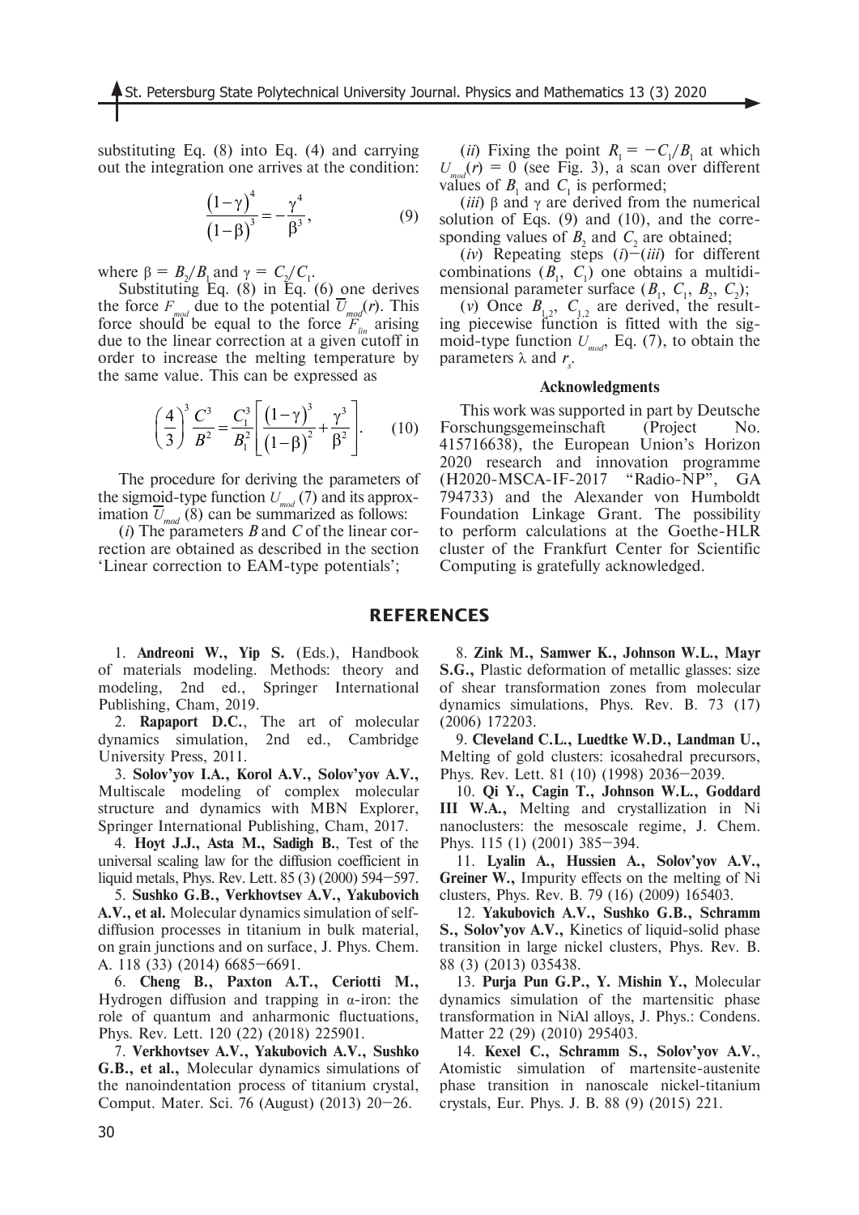substituting Eq. (8) into Eq. (4) and carrying out the integration one arrives at the condition:

$$\frac{(1-\gamma)^4}{(1-\beta)^3} = -\frac{\gamma^4}{\beta^3}, \tag{9}$$

where $\beta = B_2/B_1$ and $\gamma = C_2/C_1$.

Substituting Eq. (8) in Eq. (6) one derives the force $F_{mod}$ due to the potential $\overline{U}_{mod}(r)$. This force should be equal to the force $F_{lin}$ arising due to the linear correction at a given cutoff in order to increase the melting temperature by the same value. This can be expressed as

$$\left(\frac{4}{3}\right)^3 \frac{C^3}{B^2} = \frac{C_1^3}{B_1^2}\left[\frac{(1-\gamma)^3}{(1-\beta)^2} + \frac{\gamma^3}{\beta^2}\right]. \tag{10}$$

The procedure for deriving the parameters of the sigmoid-type function $U_{mod}$ (7) and its approximation $\overline{U}_{mod}$ (8) can be summarized as follows:

(*i*) The parameters $B$ and $C$ of the linear correction are obtained as described in the section 'Linear correction to EAM-type potentials';

(*ii*) Fixing the point $R_1 = -C_1/B_1$ at which $U_{mod}(r) = 0$ (see Fig. 3), a scan over different values of $B_1$ and $C_1$ is performed;

(*iii*) $\beta$ and $\gamma$ are derived from the numerical solution of Eqs. (9) and (10), and the corresponding values of $B_2$ and $C_2$ are obtained;

(*iv*) Repeating steps (*i*)–(*iii*) for different combinations ($B_1$, $C_1$) one obtains a multidimensional parameter surface ($B_1$, $C_1$, $B_2$, $C_2$);

(*v*) Once $B_{1,2}$, $C_{1,2}$ are derived, the resulting piecewise function is fitted with the sigmoid-type function $U_{mod}$, Eq. (7), to obtain the parameters $\lambda$ and $r_s$.

### Acknowledgments

This work was supported in part by Deutsche Forschungsgemeinschaft (Project No. 415716638), the European Union's Horizon 2020 research and innovation programme (H2020-MSCA-IF-2017 "Radio-NP", GA 794733) and the Alexander von Humboldt Foundation Linkage Grant. The possibility to perform calculations at the Goethe-HLR cluster of the Frankfurt Center for Scientific Computing is gratefully acknowledged.

## REFERENCES

1. **Andreoni W., Yip S.** (Eds.), Handbook of materials modeling. Methods: theory and modeling, 2nd ed., Springer International Publishing, Cham, 2019.

2. **Rapaport D.C.**, The art of molecular dynamics simulation, 2nd ed., Cambridge University Press, 2011.

3. **Solov'yov I.A., Korol A.V., Solov'yov A.V.,** Multiscale modeling of complex molecular structure and dynamics with MBN Explorer, Springer International Publishing, Cham, 2017.

4. **Hoyt J.J., Asta M., Sadigh B.**, Test of the universal scaling law for the diffusion coefficient in liquid metals, Phys. Rev. Lett. 85 (3) (2000) 594–597.

5. **Sushko G.B., Verkhovtsev A.V., Yakubovich A.V., et al.** Molecular dynamics simulation of self-diffusion processes in titanium in bulk material, on grain junctions and on surface, J. Phys. Chem. A. 118 (33) (2014) 6685–6691.

6. **Cheng B., Paxton A.T., Ceriotti M.,** Hydrogen diffusion and trapping in α-iron: the role of quantum and anharmonic fluctuations, Phys. Rev. Lett. 120 (22) (2018) 225901.

7. **Verkhovtsev A.V., Yakubovich A.V., Sushko G.B., et al.,** Molecular dynamics simulations of the nanoindentation process of titanium crystal, Comput. Mater. Sci. 76 (August) (2013) 20–26.

8. **Zink M., Samwer K., Johnson W.L., Mayr S.G.,** Plastic deformation of metallic glasses: size of shear transformation zones from molecular dynamics simulations, Phys. Rev. B. 73 (17) (2006) 172203.

9. **Cleveland C.L., Luedtke W.D., Landman U.,** Melting of gold clusters: icosahedral precursors, Phys. Rev. Lett. 81 (10) (1998) 2036–2039.

10. **Qi Y., Cagin T., Johnson W.L., Goddard III W.A.,** Melting and crystallization in Ni nanoclusters: the mesoscale regime, J. Chem. Phys. 115 (1) (2001) 385–394.

11. **Lyalin A., Hussien A., Solov'yov A.V., Greiner W.,** Impurity effects on the melting of Ni clusters, Phys. Rev. B. 79 (16) (2009) 165403.

12. **Yakubovich A.V., Sushko G.B., Schramm S., Solov'yov A.V.,** Kinetics of liquid-solid phase transition in large nickel clusters, Phys. Rev. B. 88 (3) (2013) 035438.

13. **Purja Pun G.P., Y. Mishin Y.,** Molecular dynamics simulation of the martensitic phase transformation in NiAl alloys, J. Phys.: Condens. Matter 22 (29) (2010) 295403.

14. **Kexel C., Schramm S., Solov'yov A.V.**, Atomistic simulation of martensite-austenite phase transition in nanoscale nickel-titanium crystals, Eur. Phys. J. B. 88 (9) (2015) 221.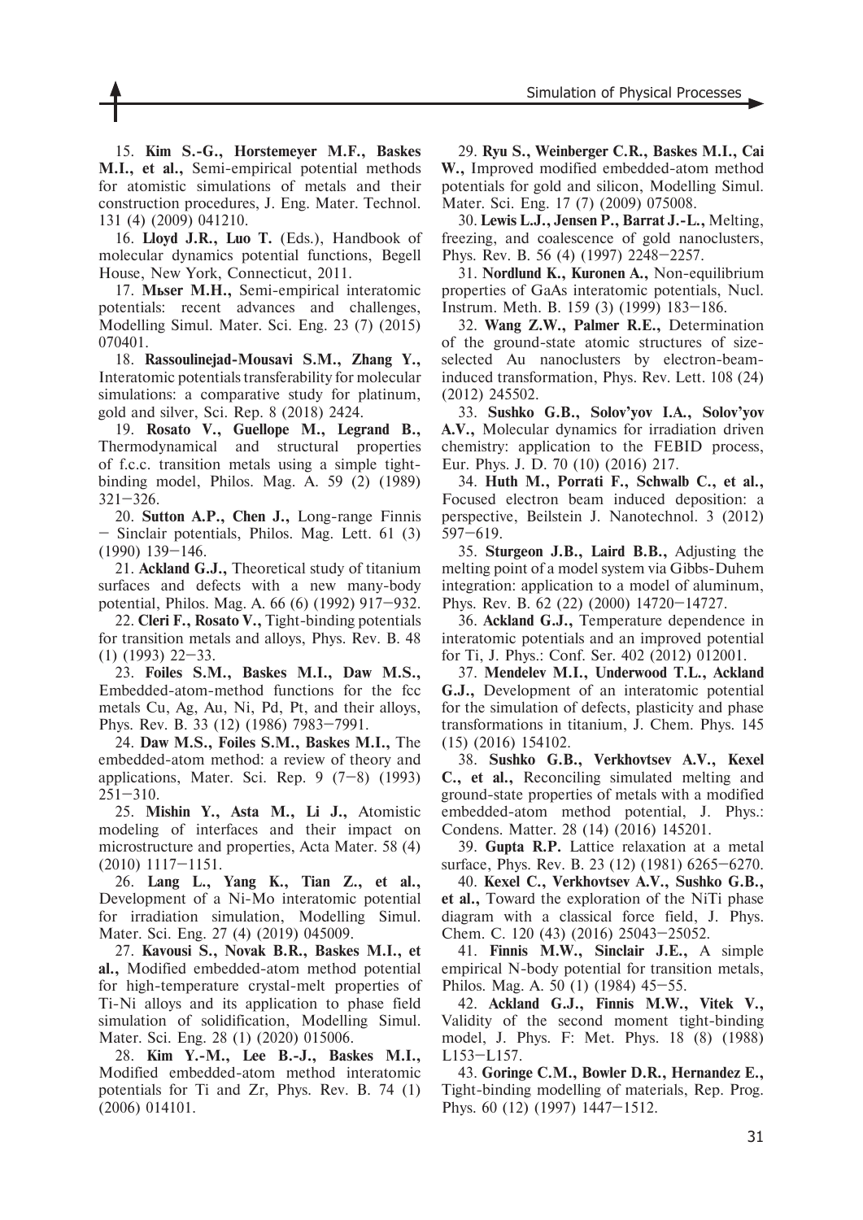15. **Kim S.-G., Horstemeyer M.F., Baskes M.I., et al.,** Semi-empirical potential methods for atomistic simulations of metals and their construction procedures, J. Eng. Mater. Technol. 131 (4) (2009) 041210.

16. **Lloyd J.R., Luo T.** (Eds.), Handbook of molecular dynamics potential functions, Begell House, New York, Connecticut, 2011.

17. **Mьser M.H.,** Semi-empirical interatomic potentials: recent advances and challenges, Modelling Simul. Mater. Sci. Eng. 23 (7) (2015) 070401.

18. **Rassoulinejad-Mousavi S.M., Zhang Y.,** Interatomic potentials transferability for molecular simulations: a comparative study for platinum, gold and silver, Sci. Rep. 8 (2018) 2424.

19. **Rosato V., Guellope M., Legrand B.,** Thermodynamical and structural properties of f.c.c. transition metals using a simple tight-binding model, Philos. Mag. A. 59 (2) (1989) 321–326.

20. **Sutton A.P., Chen J.,** Long-range Finnis – Sinclair potentials, Philos. Mag. Lett. 61 (3) (1990) 139–146.

21. **Ackland G.J.,** Theoretical study of titanium surfaces and defects with a new many-body potential, Philos. Mag. A. 66 (6) (1992) 917–932.

22. **Cleri F., Rosato V.,** Tight-binding potentials for transition metals and alloys, Phys. Rev. B. 48 (1) (1993) 22–33.

23. **Foiles S.M., Baskes M.I., Daw M.S.,** Embedded-atom-method functions for the fcc metals Cu, Ag, Au, Ni, Pd, Pt, and their alloys, Phys. Rev. B. 33 (12) (1986) 7983–7991.

24. **Daw M.S., Foiles S.M., Baskes M.I.,** The embedded-atom method: a review of theory and applications, Mater. Sci. Rep. 9 (7–8) (1993) 251–310.

25. **Mishin Y., Asta M., Li J.,** Atomistic modeling of interfaces and their impact on microstructure and properties, Acta Mater. 58 (4) (2010) 1117–1151.

26. **Lang L., Yang K., Tian Z., et al.,** Development of a Ni-Mo interatomic potential for irradiation simulation, Modelling Simul. Mater. Sci. Eng. 27 (4) (2019) 045009.

27. **Kavousi S., Novak B.R., Baskes M.I., et al.,** Modified embedded-atom method potential for high-temperature crystal-melt properties of Ti-Ni alloys and its application to phase field simulation of solidification, Modelling Simul. Mater. Sci. Eng. 28 (1) (2020) 015006.

28. **Kim Y.-M., Lee B.-J., Baskes M.I.,** Modified embedded-atom method interatomic potentials for Ti and Zr, Phys. Rev. B. 74 (1) (2006) 014101.

29. **Ryu S., Weinberger C.R., Baskes M.I., Cai W.,** Improved modified embedded-atom method potentials for gold and silicon, Modelling Simul. Mater. Sci. Eng. 17 (7) (2009) 075008.

30. **Lewis L.J., Jensen P., Barrat J.-L.,** Melting, freezing, and coalescence of gold nanoclusters, Phys. Rev. B. 56 (4) (1997) 2248–2257.

31. **Nordlund K., Kuronen A.,** Non-equilibrium properties of GaAs interatomic potentials, Nucl. Instrum. Meth. B. 159 (3) (1999) 183–186.

32. **Wang Z.W., Palmer R.E.,** Determination of the ground-state atomic structures of size-selected Au nanoclusters by electron-beam-induced transformation, Phys. Rev. Lett. 108 (24) (2012) 245502.

33. **Sushko G.B., Solov'yov I.A., Solov'yov A.V.,** Molecular dynamics for irradiation driven chemistry: application to the FEBID process, Eur. Phys. J. D. 70 (10) (2016) 217.

34. **Huth M., Porrati F., Schwalb C., et al.,** Focused electron beam induced deposition: a perspective, Beilstein J. Nanotechnol. 3 (2012) 597–619.

35. **Sturgeon J.B., Laird B.B.,** Adjusting the melting point of a model system via Gibbs-Duhem integration: application to a model of aluminum, Phys. Rev. B. 62 (22) (2000) 14720–14727.

36. **Ackland G.J.,** Temperature dependence in interatomic potentials and an improved potential for Ti, J. Phys.: Conf. Ser. 402 (2012) 012001.

37. **Mendelev M.I., Underwood T.L., Ackland G.J.,** Development of an interatomic potential for the simulation of defects, plasticity and phase transformations in titanium, J. Chem. Phys. 145 (15) (2016) 154102.

38. **Sushko G.B., Verkhovtsev A.V., Kexel C., et al.,** Reconciling simulated melting and ground-state properties of metals with a modified embedded-atom method potential, J. Phys.: Condens. Matter. 28 (14) (2016) 145201.

39. **Gupta R.P.** Lattice relaxation at a metal surface, Phys. Rev. B. 23 (12) (1981) 6265–6270.

40. **Kexel C., Verkhovtsev A.V., Sushko G.B., et al.,** Toward the exploration of the NiTi phase diagram with a classical force field, J. Phys. Chem. C. 120 (43) (2016) 25043–25052.

41. **Finnis M.W., Sinclair J.E.,** A simple empirical N-body potential for transition metals, Philos. Mag. A. 50 (1) (1984) 45–55.

42. **Ackland G.J., Finnis M.W., Vitek V.,** Validity of the second moment tight-binding model, J. Phys. F: Met. Phys. 18 (8) (1988) L153–L157.

43. **Goringe C.M., Bowler D.R., Hernandez E.,** Tight-binding modelling of materials, Rep. Prog. Phys. 60 (12) (1997) 1447–1512.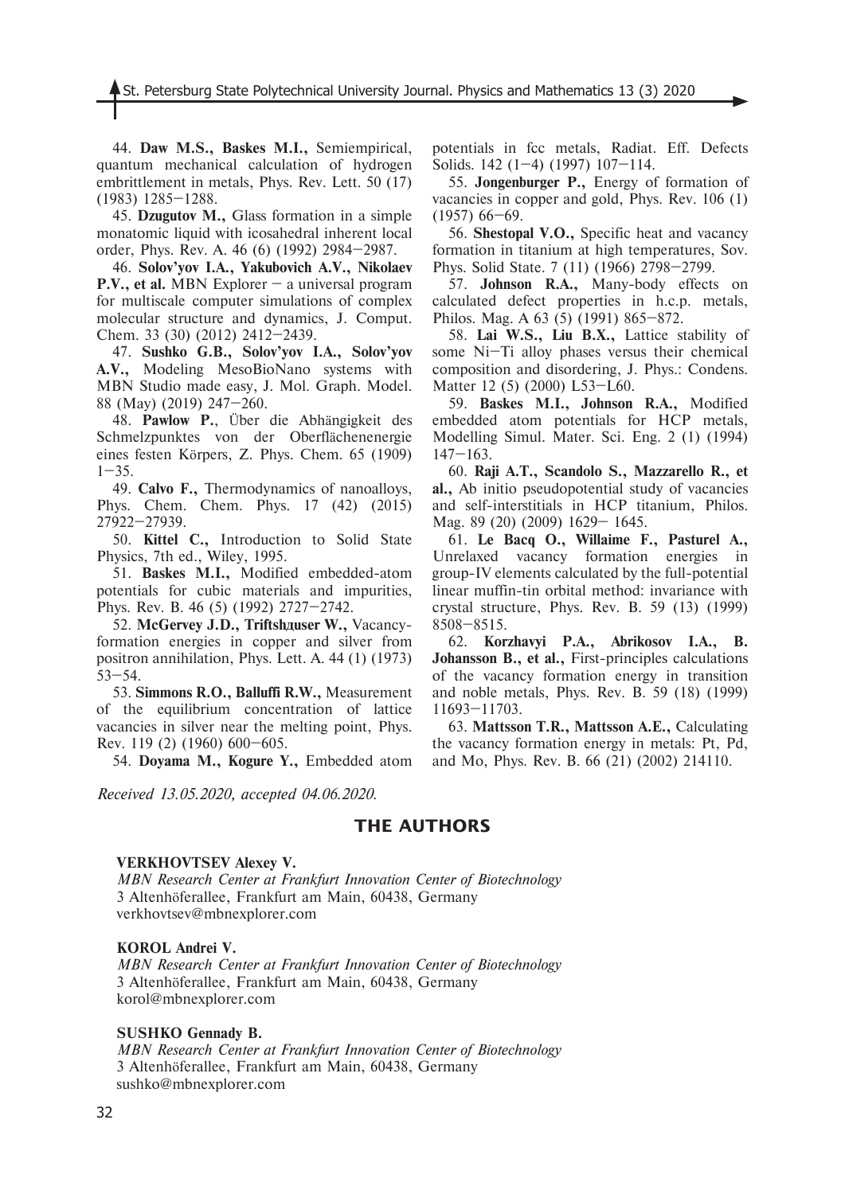44. **Daw M.S., Baskes M.I.,** Semiempirical, quantum mechanical calculation of hydrogen embrittlement in metals, Phys. Rev. Lett. 50 (17) (1983) 1285–1288.

45. **Dzugutov M.,** Glass formation in a simple monatomic liquid with icosahedral inherent local order, Phys. Rev. A. 46 (6) (1992) 2984–2987.

46. **Solov'yov I.A., Yakubovich A.V., Nikolaev P.V., et al.** MBN Explorer – a universal program for multiscale computer simulations of complex molecular structure and dynamics, J. Comput. Chem. 33 (30) (2012) 2412–2439.

47. **Sushko G.B., Solov'yov I.A., Solov'yov A.V.,** Modeling MesoBioNano systems with MBN Studio made easy, J. Mol. Graph. Model. 88 (May) (2019) 247–260.

48. **Pawlow P.**, Über die Abhängigkeit des Schmelzpunktes von der Oberflächenenergie eines festen Körpers, Z. Phys. Chem. 65 (1909) 1–35.

49. **Calvo F.,** Thermodynamics of nanoalloys, Phys. Chem. Chem. Phys. 17 (42) (2015) 27922–27939.

50. **Kittel C.,** Introduction to Solid State Physics, 7th ed., Wiley, 1995.

51. **Baskes M.I.,** Modified embedded-atom potentials for cubic materials and impurities, Phys. Rev. B. 46 (5) (1992) 2727–2742.

52. **McGervey J.D., Triftshдuser W.,** Vacancy-formation energies in copper and silver from positron annihilation, Phys. Lett. A. 44 (1) (1973) 53–54.

53. **Simmons R.O., Balluffi R.W.,** Measurement of the equilibrium concentration of lattice vacancies in silver near the melting point, Phys. Rev. 119 (2) (1960) 600–605.

54. **Doyama M., Kogure Y.,** Embedded atom potentials in fcc metals, Radiat. Eff. Defects Solids. 142 (1–4) (1997) 107–114.

55. **Jongenburger P.,** Energy of formation of vacancies in copper and gold, Phys. Rev. 106 (1) (1957) 66–69.

56. **Shestopal V.O.,** Specific heat and vacancy formation in titanium at high temperatures, Sov. Phys. Solid State. 7 (11) (1966) 2798–2799.

57. **Johnson R.A.,** Many-body effects on calculated defect properties in h.c.p. metals, Philos. Mag. A 63 (5) (1991) 865–872.

58. **Lai W.S., Liu B.X.,** Lattice stability of some Ni–Ti alloy phases versus their chemical composition and disordering, J. Phys.: Condens. Matter 12 (5) (2000) L53–L60.

59. **Baskes M.I., Johnson R.A.,** Modified embedded atom potentials for HCP metals, Modelling Simul. Mater. Sci. Eng. 2 (1) (1994) 147–163.

60. **Raji A.T., Scandolo S., Mazzarello R., et al.,** Ab initio pseudopotential study of vacancies and self-interstitials in HCP titanium, Philos. Mag. 89 (20) (2009) 1629– 1645.

61. **Le Bacq O., Willaime F., Pasturel A.,** Unrelaxed vacancy formation energies in group-IV elements calculated by the full-potential linear muffin-tin orbital method: invariance with crystal structure, Phys. Rev. B. 59 (13) (1999) 8508–8515.

62. **Korzhavyi P.A., Abrikosov I.A., B. Johansson B., et al.,** First-principles calculations of the vacancy formation energy in transition and noble metals, Phys. Rev. B. 59 (18) (1999) 11693–11703.

63. **Mattsson T.R., Mattsson A.E.,** Calculating the vacancy formation energy in metals: Pt, Pd, and Mo, Phys. Rev. B. 66 (21) (2002) 214110.

*Received 13.05.2020, accepted 04.06.2020.*

## THE AUTHORS

**VERKHOVTSEV Alexey V.**
*MBN Research Center at Frankfurt Innovation Center of Biotechnology*
3 Altenhöferallee, Frankfurt am Main, 60438, Germany
verkhovtsev@mbnexplorer.com

**KOROL Andrei V.**
*MBN Research Center at Frankfurt Innovation Center of Biotechnology*
3 Altenhöferallee, Frankfurt am Main, 60438, Germany
korol@mbnexplorer.com

**SUSHKO Gennady B.**
*MBN Research Center at Frankfurt Innovation Center of Biotechnology*
3 Altenhöferallee, Frankfurt am Main, 60438, Germany
sushko@mbnexplorer.com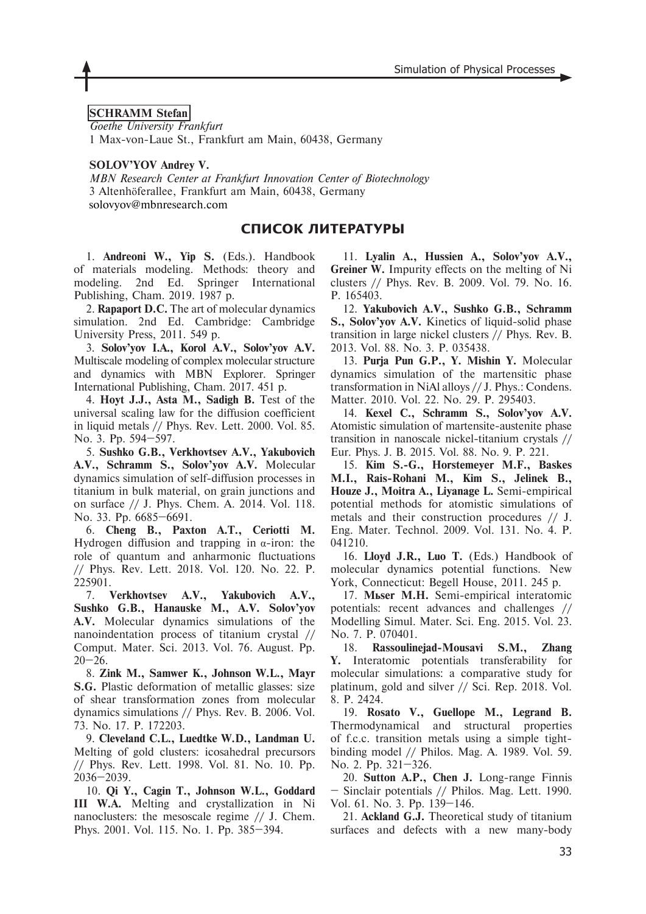**SCHRAMM Stefan**

*Goethe University Frankfurt*

1 Max-von-Laue St., Frankfurt am Main, 60438, Germany

**SOLOV'YOV Andrey V.**

*MBN Research Center at Frankfurt Innovation Center of Biotechnology*

3 Altenhöferallee, Frankfurt am Main, 60438, Germany

solovyov@mbnresearch.com

## СПИСОК ЛИТЕРАТУРЫ

1. **Andreoni W., Yip S.** (Eds.). Handbook of materials modeling. Methods: theory and modeling. 2nd Ed. Springer International Publishing, Cham. 2019. 1987 p.

2. **Rapaport D.C.** The art of molecular dynamics simulation. 2nd Ed. Cambridge: Cambridge University Press, 2011. 549 p.

3. **Solov'yov I.A., Korol A.V., Solov'yov A.V.** Multiscale modeling of complex molecular structure and dynamics with MBN Explorer. Springer International Publishing, Cham. 2017. 451 p.

4. **Hoyt J.J., Asta M., Sadigh B.** Test of the universal scaling law for the diffusion coefficient in liquid metals // Phys. Rev. Lett. 2000. Vol. 85. No. 3. Pp. 594–597.

5. **Sushko G.B., Verkhovtsev A.V., Yakubovich A.V., Schramm S., Solov'yov A.V.** Molecular dynamics simulation of self-diffusion processes in titanium in bulk material, on grain junctions and on surface // J. Phys. Chem. A. 2014. Vol. 118. No. 33. Pp. 6685–6691.

6. **Cheng B., Paxton A.T., Ceriotti M.** Hydrogen diffusion and trapping in α-iron: the role of quantum and anharmonic fluctuations // Phys. Rev. Lett. 2018. Vol. 120. No. 22. P. 225901.

7. **Verkhovtsev A.V., Yakubovich A.V., Sushko G.B., Hanauske M., A.V. Solov'yov A.V.** Molecular dynamics simulations of the nanoindentation process of titanium crystal // Comput. Mater. Sci. 2013. Vol. 76. August. Pp. 20–26.

8. **Zink M., Samwer K., Johnson W.L., Mayr S.G.** Plastic deformation of metallic glasses: size of shear transformation zones from molecular dynamics simulations // Phys. Rev. B. 2006. Vol. 73. No. 17. P. 172203.

9. **Cleveland C.L., Luedtke W.D., Landman U.** Melting of gold clusters: icosahedral precursors // Phys. Rev. Lett. 1998. Vol. 81. No. 10. Pp. 2036–2039.

10. **Qi Y., Cagin T., Johnson W.L., Goddard III W.A.** Melting and crystallization in Ni nanoclusters: the mesoscale regime // J. Chem. Phys. 2001. Vol. 115. No. 1. Pp. 385–394.

11. **Lyalin A., Hussien A., Solov'yov A.V., Greiner W.** Impurity effects on the melting of Ni clusters // Phys. Rev. B. 2009. Vol. 79. No. 16. P. 165403.

12. **Yakubovich A.V., Sushko G.B., Schramm S., Solov'yov A.V.** Kinetics of liquid-solid phase transition in large nickel clusters // Phys. Rev. B. 2013. Vol. 88. No. 3. P. 035438.

13. **Purja Pun G.P., Y. Mishin Y.** Molecular dynamics simulation of the martensitic phase transformation in NiAl alloys // J. Phys.: Condens. Matter. 2010. Vol. 22. No. 29. P. 295403.

14. **Kexel C., Schramm S., Solov'yov A.V.** Atomistic simulation of martensite-austenite phase transition in nanoscale nickel-titanium crystals // Eur. Phys. J. B. 2015. Vol. 88. No. 9. P. 221.

15. **Kim S.-G., Horstemeyer M.F., Baskes M.I., Rais-Rohani M., Kim S., Jelinek B., Houze J., Moitra A., Liyanage L.** Semi-empirical potential methods for atomistic simulations of metals and their construction procedures // J. Eng. Mater. Technol. 2009. Vol. 131. No. 4. P. 041210.

16. **Lloyd J.R., Luo T.** (Eds.) Handbook of molecular dynamics potential functions. New York, Connecticut: Begell House, 2011. 245 p.

17. **Mьser M.H.** Semi-empirical interatomic potentials: recent advances and challenges // Modelling Simul. Mater. Sci. Eng. 2015. Vol. 23. No. 7. P. 070401.

18. **Rassoulinejad-Mousavi S.M., Zhang Y.** Interatomic potentials transferability for molecular simulations: a comparative study for platinum, gold and silver // Sci. Rep. 2018. Vol. 8. P. 2424.

19. **Rosato V., Guellope M., Legrand B.** Thermodynamical and structural properties of f.c.c. transition metals using a simple tight-binding model // Philos. Mag. A. 1989. Vol. 59. No. 2. Pp. 321–326.

20. **Sutton A.P., Chen J.** Long-range Finnis – Sinclair potentials // Philos. Mag. Lett. 1990. Vol. 61. No. 3. Pp. 139–146.

21. **Ackland G.J.** Theoretical study of titanium surfaces and defects with a new many-body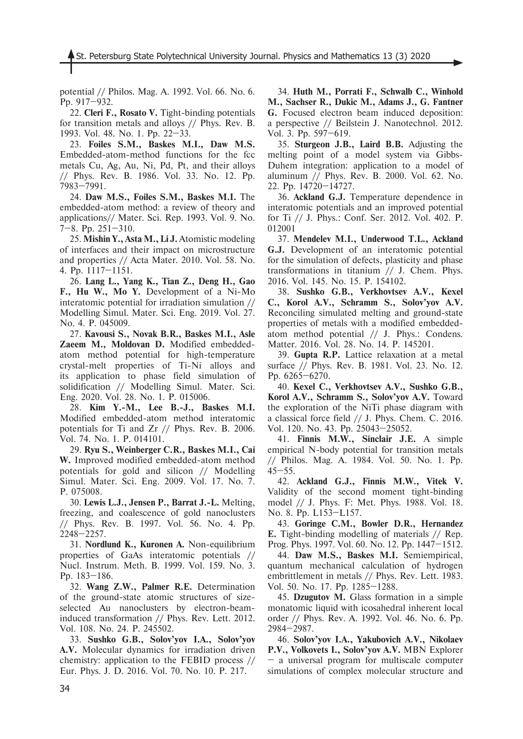potential // Philos. Mag. A. 1992. Vol. 66. No. 6. Pp. 917–932.

22. **Cleri F., Rosato V.** Tight-binding potentials for transition metals and alloys // Phys. Rev. B. 1993. Vol. 48. No. 1. Pp. 22–33.

23. **Foiles S.M., Baskes M.I., Daw M.S.** Embedded-atom-method functions for the fcc metals Cu, Ag, Au, Ni, Pd, Pt, and their alloys // Phys. Rev. B. 1986. Vol. 33. No. 12. Pp. 7983–7991.

24. **Daw M.S., Foiles S.M., Baskes M.I.** The embedded-atom method: a review of theory and applications// Mater. Sci. Rep. 1993. Vol. 9. No. 7–8. Pp. 251–310.

25. **Mishin Y., Asta M., Li J.** Atomistic modeling of interfaces and their impact on microstructure and properties // Acta Mater. 2010. Vol. 58. No. 4. Pp. 1117–1151.

26. **Lang L., Yang K., Tian Z., Deng H., Gao F., Hu W., Mo Y.** Development of a Ni-Mo interatomic potential for irradiation simulation // Modelling Simul. Mater. Sci. Eng. 2019. Vol. 27. No. 4. P. 045009.

27. **Kavousi S., Novak B.R., Baskes M.I., Asle Zaeem M., Moldovan D.** Modified embedded-atom method potential for high-temperature crystal-melt properties of Ti-Ni alloys and its application to phase field simulation of solidification // Modelling Simul. Mater. Sci. Eng. 2020. Vol. 28. No. 1. P. 015006.

28. **Kim Y.-M., Lee B.-J., Baskes M.I.** Modified embedded-atom method interatomic potentials for Ti and Zr // Phys. Rev. B. 2006. Vol. 74. No. 1. P. 014101.

29. **Ryu S., Weinberger C.R., Baskes M.I., Cai W.** Improved modified embedded-atom method potentials for gold and silicon // Modelling Simul. Mater. Sci. Eng. 2009. Vol. 17. No. 7. P. 075008.

30. **Lewis L.J., Jensen P., Barrat J.-L.** Melting, freezing, and coalescence of gold nanoclusters // Phys. Rev. B. 1997. Vol. 56. No. 4. Pp. 2248–2257.

31. **Nordlund K., Kuronen A.** Non-equilibrium properties of GaAs interatomic potentials // Nucl. Instrum. Meth. B. 1999. Vol. 159. No. 3. Pp. 183–186.

32. **Wang Z.W., Palmer R.E.** Determination of the ground-state atomic structures of size-selected Au nanoclusters by electron-beam-induced transformation // Phys. Rev. Lett. 2012. Vol. 108. No. 24. P. 245502.

33. **Sushko G.B., Solov'yov I.A., Solov'yov A.V.** Molecular dynamics for irradiation driven chemistry: application to the FEBID process // Eur. Phys. J. D. 2016. Vol. 70. No. 10. P. 217.

34. **Huth M., Porrati F., Schwalb C., Winhold M., Sachser R., Dukic M., Adams J., G. Fantner G.** Focused electron beam induced deposition: a perspective // Beilstein J. Nanotechnol. 2012. Vol. 3. Pp. 597–619.

35. **Sturgeon J.B., Laird B.B.** Adjusting the melting point of a model system via Gibbs-Duhem integration: application to a model of aluminum // Phys. Rev. B. 2000. Vol. 62. No. 22. Pp. 14720–14727.

36. **Ackland G.J.** Temperature dependence in interatomic potentials and an improved potential for Ti // J. Phys.: Conf. Ser. 2012. Vol. 402. P. 012001

37. **Mendelev M.I., Underwood T.L., Ackland G.J.** Development of an interatomic potential for the simulation of defects, plasticity and phase transformations in titanium // J. Chem. Phys. 2016. Vol. 145. No. 15. P. 154102.

38. **Sushko G.B., Verkhovtsev A.V., Kexel C., Korol A.V., Schramm S., Solov'yov A.V.** Reconciling simulated melting and ground-state properties of metals with a modified embedded-atom method potential // J. Phys.: Condens. Matter. 2016. Vol. 28. No. 14. P. 145201.

39. **Gupta R.P.** Lattice relaxation at a metal surface // Phys. Rev. B. 1981. Vol. 23. No. 12. Pp. 6265–6270.

40. **Kexel C., Verkhovtsev A.V., Sushko G.B., Korol A.V., Schramm S., Solov'yov A.V.** Toward the exploration of the NiTi phase diagram with a classical force field // J. Phys. Chem. C. 2016. Vol. 120. No. 43. Pp. 25043–25052.

41. **Finnis M.W., Sinclair J.E.** A simple empirical N-body potential for transition metals // Philos. Mag. A. 1984. Vol. 50. No. 1. Pp. 45–55.

42. **Ackland G.J., Finnis M.W., Vitek V.** Validity of the second moment tight-binding model // J. Phys. F: Met. Phys. 1988. Vol. 18. No. 8. Pp. L153–L157.

43. **Goringe C.M., Bowler D.R., Hernandez E.** Tight-binding modelling of materials // Rep. Prog. Phys. 1997. Vol. 60. No. 12. Pp. 1447–1512.

44. **Daw M.S., Baskes M.I.** Semiempirical, quantum mechanical calculation of hydrogen embrittlement in metals // Phys. Rev. Lett. 1983. Vol. 50. No. 17. Pp. 1285–1288.

45. **Dzugutov M.** Glass formation in a simple monatomic liquid with icosahedral inherent local order // Phys. Rev. A. 1992. Vol. 46. No. 6. Pp. 2984–2987.

46. **Solov'yov I.A., Yakubovich A.V., Nikolaev P.V., Volkovets I., Solov'yov A.V.** MBN Explorer – a universal program for multiscale computer simulations of complex molecular structure and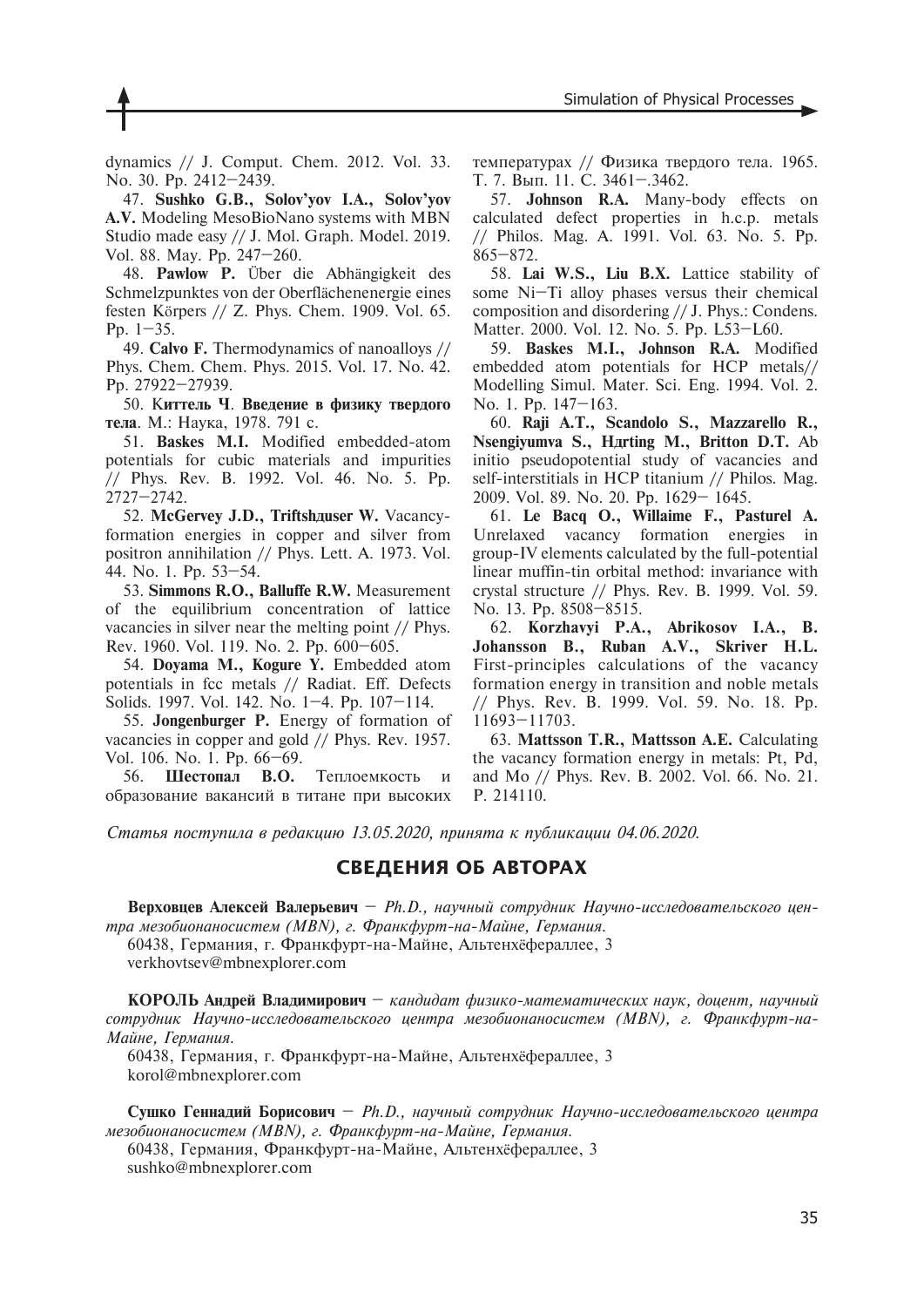dynamics // J. Comput. Chem. 2012. Vol. 33. No. 30. Pp. 2412–2439.

47. **Sushko G.B., Solov'yov I.A., Solov'yov A.V.** Modeling MesoBioNano systems with MBN Studio made easy // J. Mol. Graph. Model. 2019. Vol. 88. May. Pp. 247–260.

48. **Pawlow P.** Über die Abhängigkeit des Schmelzpunktes von der Oberflächenenergie eines festen Körpers // Z. Phys. Chem. 1909. Vol. 65. Pp. 1–35.

49. **Calvo F.** Thermodynamics of nanoalloys // Phys. Chem. Chem. Phys. 2015. Vol. 17. No. 42. Pp. 27922–27939.

50. **Киттель Ч**. **Введение в физику твердого тела**. М.: Наука, 1978. 791 с.

51. **Baskes M.I.** Modified embedded-atom potentials for cubic materials and impurities // Phys. Rev. B. 1992. Vol. 46. No. 5. Pp. 2727–2742.

52. **McGervey J.D., Triftshдuser W.** Vacancy-formation energies in copper and silver from positron annihilation // Phys. Lett. A. 1973. Vol. 44. No. 1. Pp. 53–54.

53. **Simmons R.O., Balluffe R.W.** Measurement of the equilibrium concentration of lattice vacancies in silver near the melting point // Phys. Rev. 1960. Vol. 119. No. 2. Pp. 600–605.

54. **Doyama M., Kogure Y.** Embedded atom potentials in fcc metals // Radiat. Eff. Defects Solids. 1997. Vol. 142. No. 1–4. Pp. 107–114.

55. **Jongenburger P.** Energy of formation of vacancies in copper and gold // Phys. Rev. 1957. Vol. 106. No. 1. Pp. 66–69.

56. **Шестопал В.О.** Теплоемкость и образование вакансий в титане при высоких температурах // Физика твердого тела. 1965. Т. 7. Вып. 11. С. 3461–.3462.

57. **Johnson R.A.** Many-body effects on calculated defect properties in h.c.p. metals // Philos. Mag. A. 1991. Vol. 63. No. 5. Pp. 865–872.

58. **Lai W.S., Liu B.X.** Lattice stability of some Ni–Ti alloy phases versus their chemical composition and disordering // J. Phys.: Condens. Matter. 2000. Vol. 12. No. 5. Pp. L53–L60.

59. **Baskes M.I., Johnson R.A.** Modified embedded atom potentials for HCP metals// Modelling Simul. Mater. Sci. Eng. 1994. Vol. 2. No. 1. Pp. 147–163.

60. **Raji A.T., Scandolo S., Mazzarello R., Nsengiyumva S., Hдrting M., Britton D.T.** Ab initio pseudopotential study of vacancies and self-interstitials in HCP titanium // Philos. Mag. 2009. Vol. 89. No. 20. Pp. 1629– 1645.

61. **Le Bacq O., Willaime F., Pasturel A.** Unrelaxed vacancy formation energies in group-IV elements calculated by the full-potential linear muffin-tin orbital method: invariance with crystal structure // Phys. Rev. B. 1999. Vol. 59. No. 13. Pp. 8508–8515.

62. **Korzhavyi P.A., Abrikosov I.A., B. Johansson B., Ruban A.V., Skriver H.L.** First-principles calculations of the vacancy formation energy in transition and noble metals // Phys. Rev. B. 1999. Vol. 59. No. 18. Pp. 11693–11703.

63. **Mattsson T.R., Mattsson A.E.** Calculating the vacancy formation energy in metals: Pt, Pd, and Mo // Phys. Rev. B. 2002. Vol. 66. No. 21. P. 214110.

*Статья поступила в редакцию 13.05.2020, принята к публикации 04.06.2020.*

## СВЕДЕНИЯ ОБ АВТОРАХ

**Верховцев Алексей Валерьевич** – *Ph.D., научный сотрудник Научно-исследовательского центра мезобионаносистем (MBN), г. Франкфурт-на-Майне, Германия.*

60438, Германия, г. Франкфурт-на-Майне, Альтенхёфераллее, 3
verkhovtsev@mbnexplorer.com

**КОРОЛЬ Андрей Владимирович** – *кандидат физико-математических наук, доцент, научный сотрудник Научно-исследовательского центра мезобионаносистем (MBN), г. Франкфурт-на-Майне, Германия.*

60438, Германия, г. Франкфурт-на-Майне, Альтенхёфераллее, 3
korol@mbnexplorer.com

**Сушко Геннадий Борисович** – *Ph.D., научный сотрудник Научно-исследовательского центра мезобионаносистем (MBN), г. Франкфурт-на-Майне, Германия.*

60438, Германия, Франкфурт-на-Майне, Альтенхёфераллее, 3
sushko@mbnexplorer.com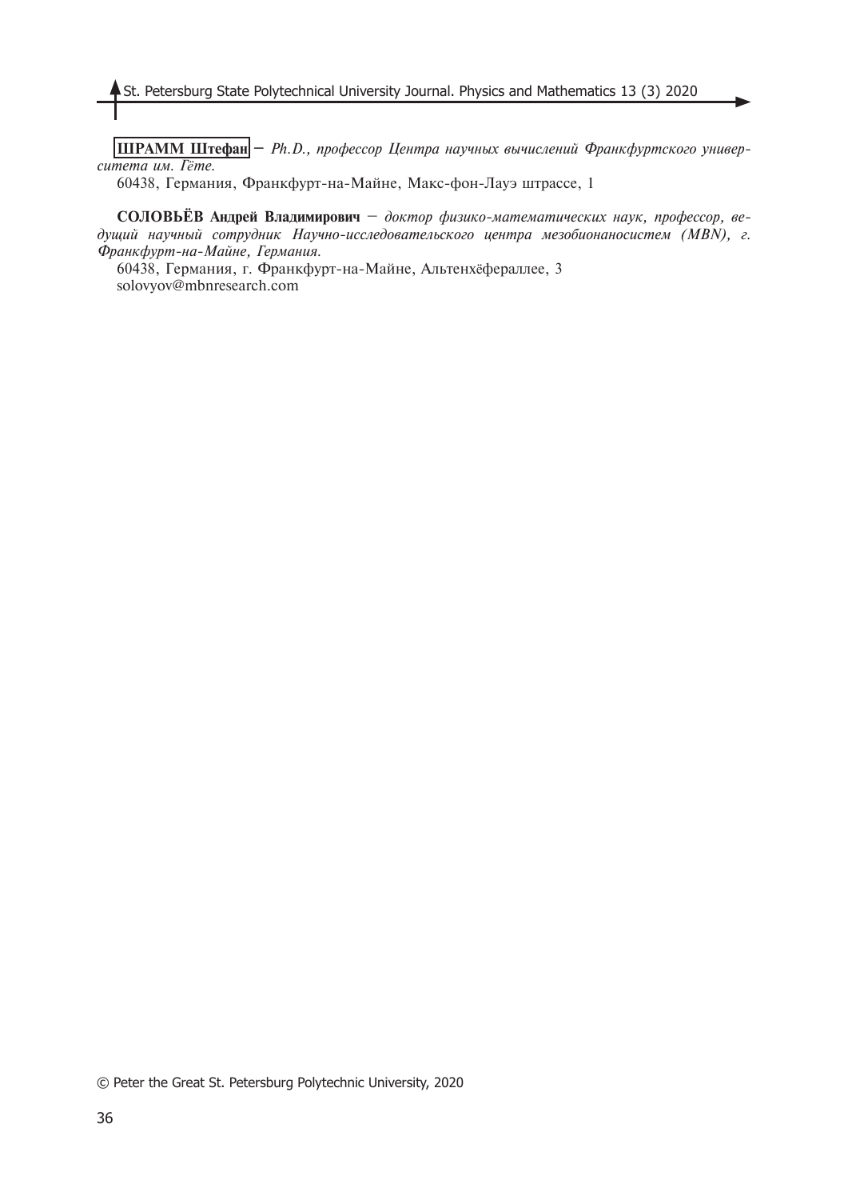**ШРАММ Штефан** – *Ph.D., профессор Центра научных вычислений Франкфуртского университета им. Гёте.*

60438, Германия, Франкфурт-на-Майне, Макс-фон-Лауэ штрассе, 1

**СОЛОВЬЁВ Андрей Владимирович** – *доктор физико-математических наук, профессор, ведущий научный сотрудник Научно-исследовательского центра мезобионаносистем (MBN), г. Франкфурт-на-Майне, Германия.*

60438, Германия, г. Франкфурт-на-Майне, Альтенхёфераллее, 3

solovyov@mbnresearch.com

© Peter the Great St. Petersburg Polytechnic University, 2020